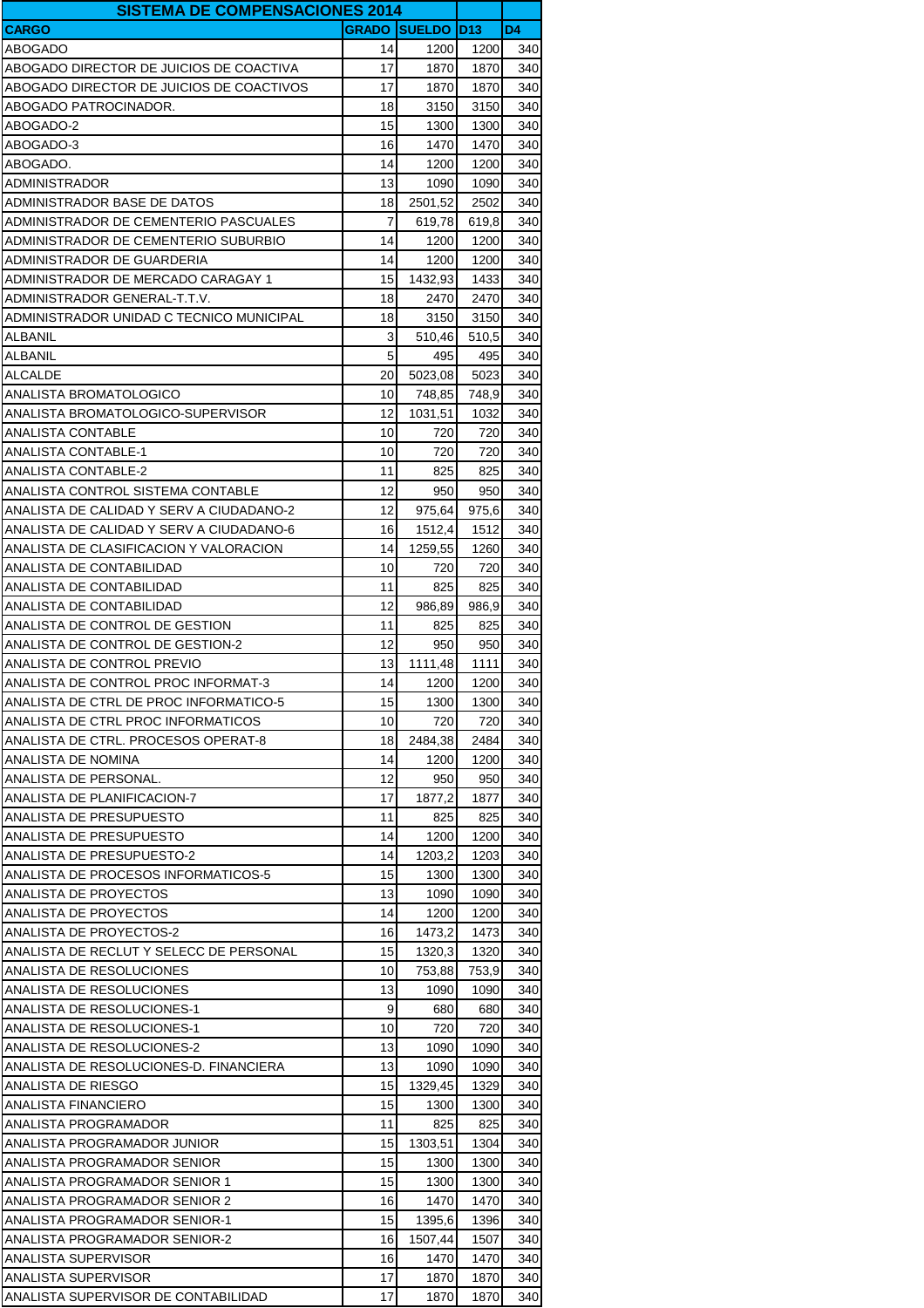| SISTEMA DE COMPENSACIONES 2014 | | | | |
|---|---|---|---|---|
| CARGO | GRADO | SUELDO | D13 | D4 |
| ABOGADO | 14 | 1200 | 1200 | 340 |
| ABOGADO DIRECTOR DE JUICIOS DE COACTIVA | 17 | 1870 | 1870 | 340 |
| ABOGADO DIRECTOR DE JUICIOS DE COACTIVOS | 17 | 1870 | 1870 | 340 |
| ABOGADO PATROCINADOR. | 18 | 3150 | 3150 | 340 |
| ABOGADO-2 | 15 | 1300 | 1300 | 340 |
| ABOGADO-3 | 16 | 1470 | 1470 | 340 |
| ABOGADO. | 14 | 1200 | 1200 | 340 |
| ADMINISTRADOR | 13 | 1090 | 1090 | 340 |
| ADMINISTRADOR BASE DE DATOS | 18 | 2501,52 | 2502 | 340 |
| ADMINISTRADOR DE CEMENTERIO PASCUALES | 7 | 619,78 | 619,8 | 340 |
| ADMINISTRADOR DE CEMENTERIO SUBURBIO | 14 | 1200 | 1200 | 340 |
| ADMINISTRADOR DE GUARDERIA | 14 | 1200 | 1200 | 340 |
| ADMINISTRADOR DE MERCADO CARAGAY 1 | 15 | 1432,93 | 1433 | 340 |
| ADMINISTRADOR GENERAL-T.T.V. | 18 | 2470 | 2470 | 340 |
| ADMINISTRADOR UNIDAD C TECNICO MUNICIPAL | 18 | 3150 | 3150 | 340 |
| ALBANIL | 3 | 510,46 | 510,5 | 340 |
| ALBANIL | 5 | 495 | 495 | 340 |
| ALCALDE | 20 | 5023,08 | 5023 | 340 |
| ANALISTA BROMATOLOGICO | 10 | 748,85 | 748,9 | 340 |
| ANALISTA BROMATOLOGICO-SUPERVISOR | 12 | 1031,51 | 1032 | 340 |
| ANALISTA CONTABLE | 10 | 720 | 720 | 340 |
| ANALISTA CONTABLE-1 | 10 | 720 | 720 | 340 |
| ANALISTA CONTABLE-2 | 11 | 825 | 825 | 340 |
| ANALISTA CONTROL SISTEMA CONTABLE | 12 | 950 | 950 | 340 |
| ANALISTA DE CALIDAD Y SERV A CIUDADANO-2 | 12 | 975,64 | 975,6 | 340 |
| ANALISTA DE CALIDAD Y SERV A CIUDADANO-6 | 16 | 1512,4 | 1512 | 340 |
| ANALISTA DE CLASIFICACION Y VALORACION | 14 | 1259,55 | 1260 | 340 |
| ANALISTA DE CONTABILIDAD | 10 | 720 | 720 | 340 |
| ANALISTA DE CONTABILIDAD | 11 | 825 | 825 | 340 |
| ANALISTA DE CONTABILIDAD | 12 | 986,89 | 986,9 | 340 |
| ANALISTA DE CONTROL DE GESTION | 11 | 825 | 825 | 340 |
| ANALISTA DE CONTROL DE GESTION-2 | 12 | 950 | 950 | 340 |
| ANALISTA DE CONTROL PREVIO | 13 | 1111,48 | 1111 | 340 |
| ANALISTA DE CONTROL PROC INFORMAT-3 | 14 | 1200 | 1200 | 340 |
| ANALISTA DE CTRL DE PROC INFORMATICO-5 | 15 | 1300 | 1300 | 340 |
| ANALISTA DE CTRL PROC INFORMATICOS | 10 | 720 | 720 | 340 |
| ANALISTA DE CTRL. PROCESOS OPERAT-8 | 18 | 2484,38 | 2484 | 340 |
| ANALISTA DE NOMINA | 14 | 1200 | 1200 | 340 |
| ANALISTA DE PERSONAL. | 12 | 950 | 950 | 340 |
| ANALISTA DE PLANIFICACION-7 | 17 | 1877,2 | 1877 | 340 |
| ANALISTA DE PRESUPUESTO | 11 | 825 | 825 | 340 |
| ANALISTA DE PRESUPUESTO | 14 | 1200 | 1200 | 340 |
| ANALISTA DE PRESUPUESTO-2 | 14 | 1203,2 | 1203 | 340 |
| ANALISTA DE PROCESOS INFORMATICOS-5 | 15 | 1300 | 1300 | 340 |
| ANALISTA DE PROYECTOS | 13 | 1090 | 1090 | 340 |
| ANALISTA DE PROYECTOS | 14 | 1200 | 1200 | 340 |
| ANALISTA DE PROYECTOS-2 | 16 | 1473,2 | 1473 | 340 |
| ANALISTA DE RECLUT Y SELECC DE PERSONAL | 15 | 1320,3 | 1320 | 340 |
| ANALISTA DE RESOLUCIONES | 10 | 753,88 | 753,9 | 340 |
| ANALISTA DE RESOLUCIONES | 13 | 1090 | 1090 | 340 |
| ANALISTA DE RESOLUCIONES-1 | 9 | 680 | 680 | 340 |
| ANALISTA DE RESOLUCIONES-1 | 10 | 720 | 720 | 340 |
| ANALISTA DE RESOLUCIONES-2 | 13 | 1090 | 1090 | 340 |
| ANALISTA DE RESOLUCIONES-D. FINANCIERA | 13 | 1090 | 1090 | 340 |
| ANALISTA DE RIESGO | 15 | 1329,45 | 1329 | 340 |
| ANALISTA FINANCIERO | 15 | 1300 | 1300 | 340 |
| ANALISTA PROGRAMADOR | 11 | 825 | 825 | 340 |
| ANALISTA PROGRAMADOR JUNIOR | 15 | 1303,51 | 1304 | 340 |
| ANALISTA PROGRAMADOR SENIOR | 15 | 1300 | 1300 | 340 |
| ANALISTA PROGRAMADOR SENIOR 1 | 15 | 1300 | 1300 | 340 |
| ANALISTA PROGRAMADOR SENIOR 2 | 16 | 1470 | 1470 | 340 |
| ANALISTA PROGRAMADOR SENIOR-1 | 15 | 1395,6 | 1396 | 340 |
| ANALISTA PROGRAMADOR SENIOR-2 | 16 | 1507,44 | 1507 | 340 |
| ANALISTA SUPERVISOR | 16 | 1470 | 1470 | 340 |
| ANALISTA SUPERVISOR | 17 | 1870 | 1870 | 340 |
| ANALISTA SUPERVISOR DE CONTABILIDAD | 17 | 1870 | 1870 | 340 |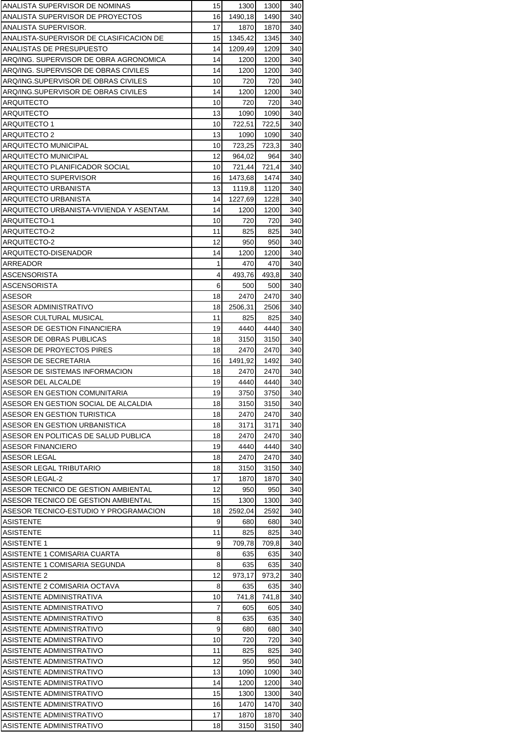| ANALISTA SUPERVISOR DE NOMINAS | 15 | 1300 | 1300 | 340 |
|---|---|---|---|---|
| ANALISTA SUPERVISOR DE PROYECTOS | 16 | 1490,18 | 1490 | 340 |
| ANALISTA SUPERVISOR. | 17 | 1870 | 1870 | 340 |
| ANALISTA-SUPERVISOR DE CLASIFICACION DE | 15 | 1345,42 | 1345 | 340 |
| ANALISTAS DE PRESUPUESTO | 14 | 1209,49 | 1209 | 340 |
| ARQ/ING. SUPERVISOR DE OBRA AGRONOMICA | 14 | 1200 | 1200 | 340 |
| ARQ/ING. SUPERVISOR DE OBRAS CIVILES | 14 | 1200 | 1200 | 340 |
| ARQ/ING.SUPERVISOR DE OBRAS CIVILES | 10 | 720 | 720 | 340 |
| ARQ/ING.SUPERVISOR DE OBRAS CIVILES | 14 | 1200 | 1200 | 340 |
| ARQUITECTO | 10 | 720 | 720 | 340 |
| ARQUITECTO | 13 | 1090 | 1090 | 340 |
| ARQUITECTO 1 | 10 | 722,51 | 722,5 | 340 |
| ARQUITECTO 2 | 13 | 1090 | 1090 | 340 |
| ARQUITECTO MUNICIPAL | 10 | 723,25 | 723,3 | 340 |
| ARQUITECTO MUNICIPAL | 12 | 964,02 | 964 | 340 |
| ARQUITECTO PLANIFICADOR SOCIAL | 10 | 721,44 | 721,4 | 340 |
| ARQUITECTO SUPERVISOR | 16 | 1473,68 | 1474 | 340 |
| ARQUITECTO URBANISTA | 13 | 1119,8 | 1120 | 340 |
| ARQUITECTO URBANISTA | 14 | 1227,69 | 1228 | 340 |
| ARQUITECTO URBANISTA-VIVIENDA Y ASENTAM. | 14 | 1200 | 1200 | 340 |
| ARQUITECTO-1 | 10 | 720 | 720 | 340 |
| ARQUITECTO-2 | 11 | 825 | 825 | 340 |
| ARQUITECTO-2 | 12 | 950 | 950 | 340 |
| ARQUITECTO-DISENADOR | 14 | 1200 | 1200 | 340 |
| ARREADOR | 1 | 470 | 470 | 340 |
| ASCENSORISTA | 4 | 493,76 | 493,8 | 340 |
| ASCENSORISTA | 6 | 500 | 500 | 340 |
| ASESOR | 18 | 2470 | 2470 | 340 |
| ASESOR ADMINISTRATIVO | 18 | 2506,31 | 2506 | 340 |
| ASESOR CULTURAL MUSICAL | 11 | 825 | 825 | 340 |
| ASESOR DE GESTION FINANCIERA | 19 | 4440 | 4440 | 340 |
| ASESOR DE OBRAS PUBLICAS | 18 | 3150 | 3150 | 340 |
| ASESOR DE PROYECTOS PIRES | 18 | 2470 | 2470 | 340 |
| ASESOR DE SECRETARIA | 16 | 1491,92 | 1492 | 340 |
| ASESOR DE SISTEMAS INFORMACION | 18 | 2470 | 2470 | 340 |
| ASESOR DEL ALCALDE | 19 | 4440 | 4440 | 340 |
| ASESOR EN GESTION COMUNITARIA | 19 | 3750 | 3750 | 340 |
| ASESOR EN GESTION SOCIAL DE ALCALDIA | 18 | 3150 | 3150 | 340 |
| ASESOR EN GESTION TURISTICA | 18 | 2470 | 2470 | 340 |
| ASESOR EN GESTION URBANISTICA | 18 | 3171 | 3171 | 340 |
| ASESOR EN POLITICAS DE SALUD PUBLICA | 18 | 2470 | 2470 | 340 |
| ASESOR FINANCIERO | 19 | 4440 | 4440 | 340 |
| ASESOR LEGAL | 18 | 2470 | 2470 | 340 |
| ASESOR LEGAL TRIBUTARIO | 18 | 3150 | 3150 | 340 |
| ASESOR LEGAL-2 | 17 | 1870 | 1870 | 340 |
| ASESOR TECNICO DE GESTION AMBIENTAL | 12 | 950 | 950 | 340 |
| ASESOR TECNICO DE GESTION AMBIENTAL | 15 | 1300 | 1300 | 340 |
| ASESOR TECNICO-ESTUDIO Y PROGRAMACION | 18 | 2592,04 | 2592 | 340 |
| ASISTENTE | 9 | 680 | 680 | 340 |
| ASISTENTE | 11 | 825 | 825 | 340 |
| ASISTENTE 1 | 9 | 709,78 | 709,8 | 340 |
| ASISTENTE 1 COMISARIA CUARTA | 8 | 635 | 635 | 340 |
| ASISTENTE 1 COMISARIA SEGUNDA | 8 | 635 | 635 | 340 |
| ASISTENTE 2 | 12 | 973,17 | 973,2 | 340 |
| ASISTENTE 2 COMISARIA OCTAVA | 8 | 635 | 635 | 340 |
| ASISTENTE ADMINISTRATIVA | 10 | 741,8 | 741,8 | 340 |
| ASISTENTE ADMINISTRATIVO | 7 | 605 | 605 | 340 |
| ASISTENTE ADMINISTRATIVO | 8 | 635 | 635 | 340 |
| ASISTENTE ADMINISTRATIVO | 9 | 680 | 680 | 340 |
| ASISTENTE ADMINISTRATIVO | 10 | 720 | 720 | 340 |
| ASISTENTE ADMINISTRATIVO | 11 | 825 | 825 | 340 |
| ASISTENTE ADMINISTRATIVO | 12 | 950 | 950 | 340 |
| ASISTENTE ADMINISTRATIVO | 13 | 1090 | 1090 | 340 |
| ASISTENTE ADMINISTRATIVO | 14 | 1200 | 1200 | 340 |
| ASISTENTE ADMINISTRATIVO | 15 | 1300 | 1300 | 340 |
| ASISTENTE ADMINISTRATIVO | 16 | 1470 | 1470 | 340 |
| ASISTENTE ADMINISTRATIVO | 17 | 1870 | 1870 | 340 |
| ASISTENTE ADMINISTRATIVO | 18 | 3150 | 3150 | 340 |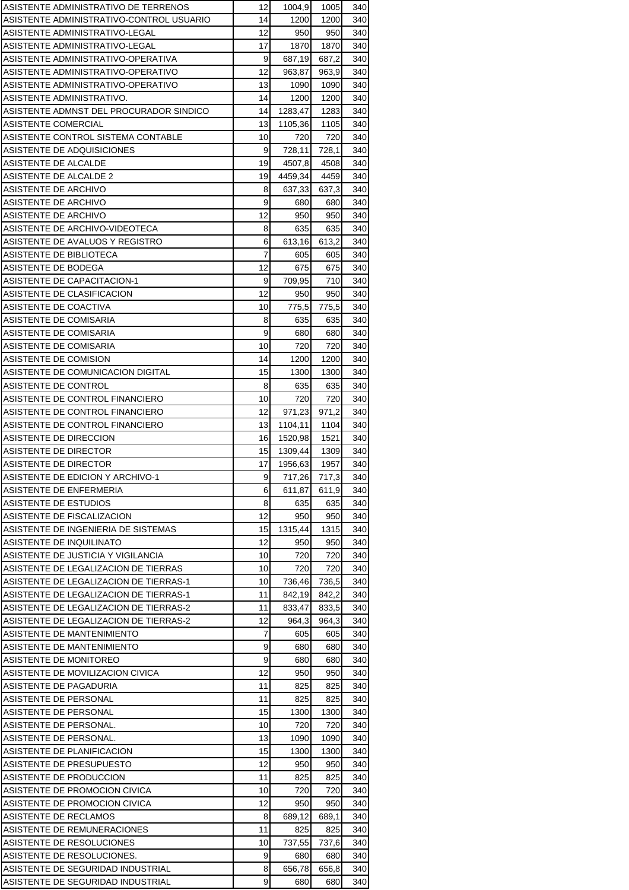| | | | | |
|---|---|---|---|---|
| ASISTENTE ADMINISTRATIVO DE TERRENOS | 12 | 1004,9 | 1005 | 340 |
| ASISTENTE ADMINISTRATIVO-CONTROL USUARIO | 14 | 1200 | 1200 | 340 |
| ASISTENTE ADMINISTRATIVO-LEGAL | 12 | 950 | 950 | 340 |
| ASISTENTE ADMINISTRATIVO-LEGAL | 17 | 1870 | 1870 | 340 |
| ASISTENTE ADMINISTRATIVO-OPERATIVA | 9 | 687,19 | 687,2 | 340 |
| ASISTENTE ADMINISTRATIVO-OPERATIVO | 12 | 963,87 | 963,9 | 340 |
| ASISTENTE ADMINISTRATIVO-OPERATIVO | 13 | 1090 | 1090 | 340 |
| ASISTENTE ADMINISTRATIVO. | 14 | 1200 | 1200 | 340 |
| ASISTENTE ADMNST DEL PROCURADOR SINDICO | 14 | 1283,47 | 1283 | 340 |
| ASISTENTE COMERCIAL | 13 | 1105,36 | 1105 | 340 |
| ASISTENTE CONTROL SISTEMA CONTABLE | 10 | 720 | 720 | 340 |
| ASISTENTE DE ADQUISICIONES | 9 | 728,11 | 728,1 | 340 |
| ASISTENTE DE ALCALDE | 19 | 4507,8 | 4508 | 340 |
| ASISTENTE DE ALCALDE 2 | 19 | 4459,34 | 4459 | 340 |
| ASISTENTE DE ARCHIVO | 8 | 637,33 | 637,3 | 340 |
| ASISTENTE DE ARCHIVO | 9 | 680 | 680 | 340 |
| ASISTENTE DE ARCHIVO | 12 | 950 | 950 | 340 |
| ASISTENTE DE ARCHIVO-VIDEOTECA | 8 | 635 | 635 | 340 |
| ASISTENTE DE AVALUOS Y REGISTRO | 6 | 613,16 | 613,2 | 340 |
| ASISTENTE DE BIBLIOTECA | 7 | 605 | 605 | 340 |
| ASISTENTE DE BODEGA | 12 | 675 | 675 | 340 |
| ASISTENTE DE CAPACITACION-1 | 9 | 709,95 | 710 | 340 |
| ASISTENTE DE CLASIFICACION | 12 | 950 | 950 | 340 |
| ASISTENTE DE COACTIVA | 10 | 775,5 | 775,5 | 340 |
| ASISTENTE DE COMISARIA | 8 | 635 | 635 | 340 |
| ASISTENTE DE COMISARIA | 9 | 680 | 680 | 340 |
| ASISTENTE DE COMISARIA | 10 | 720 | 720 | 340 |
| ASISTENTE DE COMISION | 14 | 1200 | 1200 | 340 |
| ASISTENTE DE COMUNICACION DIGITAL | 15 | 1300 | 1300 | 340 |
| ASISTENTE DE CONTROL | 8 | 635 | 635 | 340 |
| ASISTENTE DE CONTROL FINANCIERO | 10 | 720 | 720 | 340 |
| ASISTENTE DE CONTROL FINANCIERO | 12 | 971,23 | 971,2 | 340 |
| ASISTENTE DE CONTROL FINANCIERO | 13 | 1104,11 | 1104 | 340 |
| ASISTENTE DE DIRECCION | 16 | 1520,98 | 1521 | 340 |
| ASISTENTE DE DIRECTOR | 15 | 1309,44 | 1309 | 340 |
| ASISTENTE DE DIRECTOR | 17 | 1956,63 | 1957 | 340 |
| ASISTENTE DE EDICION Y ARCHIVO-1 | 9 | 717,26 | 717,3 | 340 |
| ASISTENTE DE ENFERMERIA | 6 | 611,87 | 611,9 | 340 |
| ASISTENTE DE ESTUDIOS | 8 | 635 | 635 | 340 |
| ASISTENTE DE FISCALIZACION | 12 | 950 | 950 | 340 |
| ASISTENTE DE INGENIERIA DE SISTEMAS | 15 | 1315,44 | 1315 | 340 |
| ASISTENTE DE INQUILINATO | 12 | 950 | 950 | 340 |
| ASISTENTE DE JUSTICIA Y VIGILANCIA | 10 | 720 | 720 | 340 |
| ASISTENTE DE LEGALIZACION DE TIERRAS | 10 | 720 | 720 | 340 |
| ASISTENTE DE LEGALIZACION DE TIERRAS-1 | 10 | 736,46 | 736,5 | 340 |
| ASISTENTE DE LEGALIZACION DE TIERRAS-1 | 11 | 842,19 | 842,2 | 340 |
| ASISTENTE DE LEGALIZACION DE TIERRAS-2 | 11 | 833,47 | 833,5 | 340 |
| ASISTENTE DE LEGALIZACION DE TIERRAS-2 | 12 | 964,3 | 964,3 | 340 |
| ASISTENTE DE MANTENIMIENTO | 7 | 605 | 605 | 340 |
| ASISTENTE DE MANTENIMIENTO | 9 | 680 | 680 | 340 |
| ASISTENTE DE MONITOREO | 9 | 680 | 680 | 340 |
| ASISTENTE DE MOVILIZACION CIVICA | 12 | 950 | 950 | 340 |
| ASISTENTE DE PAGADURIA | 11 | 825 | 825 | 340 |
| ASISTENTE DE PERSONAL | 11 | 825 | 825 | 340 |
| ASISTENTE DE PERSONAL | 15 | 1300 | 1300 | 340 |
| ASISTENTE DE PERSONAL. | 10 | 720 | 720 | 340 |
| ASISTENTE DE PERSONAL. | 13 | 1090 | 1090 | 340 |
| ASISTENTE DE PLANIFICACION | 15 | 1300 | 1300 | 340 |
| ASISTENTE DE PRESUPUESTO | 12 | 950 | 950 | 340 |
| ASISTENTE DE PRODUCCION | 11 | 825 | 825 | 340 |
| ASISTENTE DE PROMOCION CIVICA | 10 | 720 | 720 | 340 |
| ASISTENTE DE PROMOCION CIVICA | 12 | 950 | 950 | 340 |
| ASISTENTE DE RECLAMOS | 8 | 689,12 | 689,1 | 340 |
| ASISTENTE DE REMUNERACIONES | 11 | 825 | 825 | 340 |
| ASISTENTE DE RESOLUCIONES | 10 | 737,55 | 737,6 | 340 |
| ASISTENTE DE RESOLUCIONES. | 9 | 680 | 680 | 340 |
| ASISTENTE DE SEGURIDAD INDUSTRIAL | 8 | 656,78 | 656,8 | 340 |
| ASISTENTE DE SEGURIDAD INDUSTRIAL | 9 | 680 | 680 | 340 |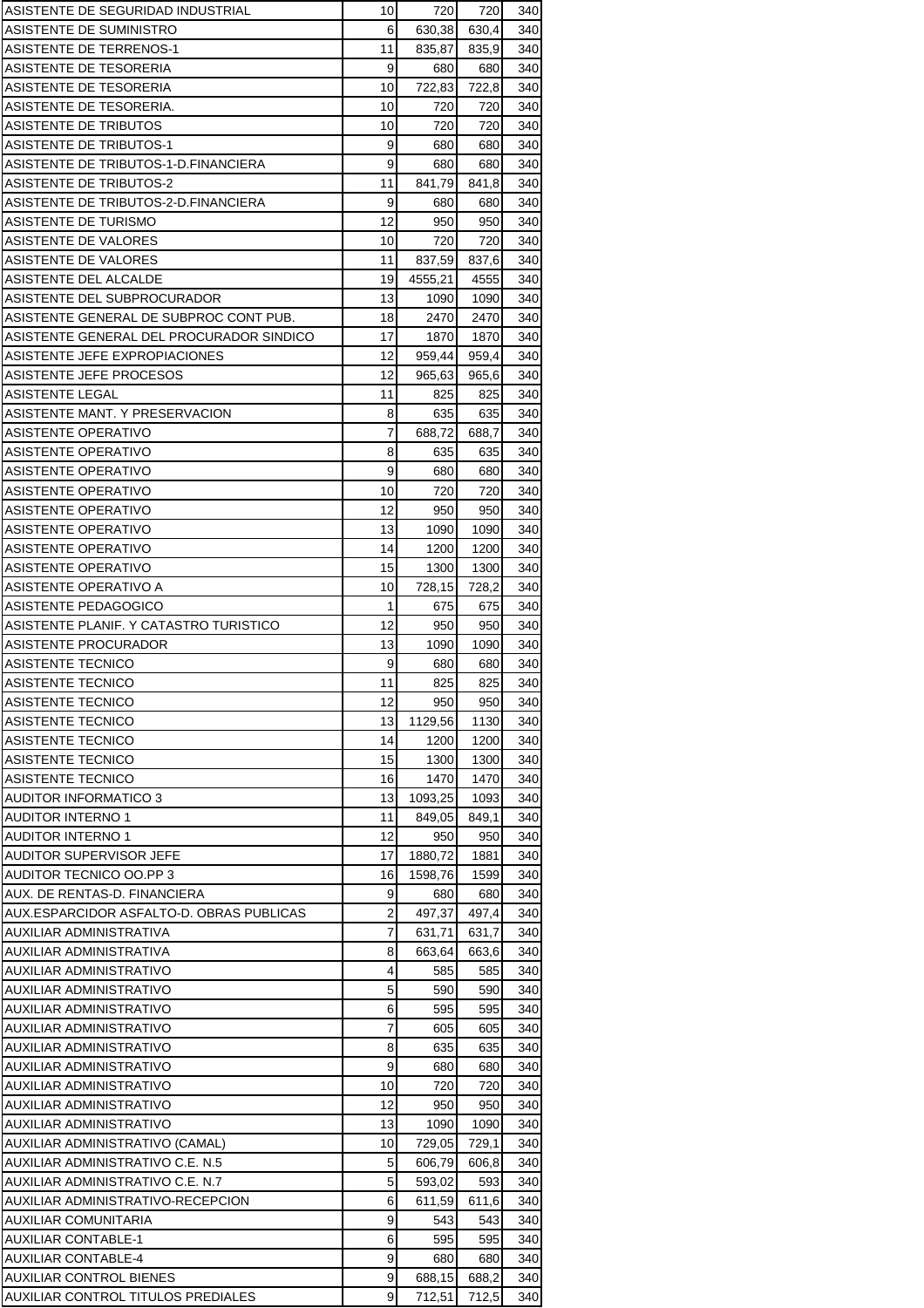| | | | | |
|---|---|---|---|---|
| ASISTENTE DE SEGURIDAD INDUSTRIAL | 10 | 720 | 720 | 340 |
| ASISTENTE DE SUMINISTRO | 6 | 630,38 | 630,4 | 340 |
| ASISTENTE DE TERRENOS-1 | 11 | 835,87 | 835,9 | 340 |
| ASISTENTE DE TESORERIA | 9 | 680 | 680 | 340 |
| ASISTENTE DE TESORERIA | 10 | 722,83 | 722,8 | 340 |
| ASISTENTE DE TESORERIA. | 10 | 720 | 720 | 340 |
| ASISTENTE DE TRIBUTOS | 10 | 720 | 720 | 340 |
| ASISTENTE DE TRIBUTOS-1 | 9 | 680 | 680 | 340 |
| ASISTENTE DE TRIBUTOS-1-D.FINANCIERA | 9 | 680 | 680 | 340 |
| ASISTENTE DE TRIBUTOS-2 | 11 | 841,79 | 841,8 | 340 |
| ASISTENTE DE TRIBUTOS-2-D.FINANCIERA | 9 | 680 | 680 | 340 |
| ASISTENTE DE TURISMO | 12 | 950 | 950 | 340 |
| ASISTENTE DE VALORES | 10 | 720 | 720 | 340 |
| ASISTENTE DE VALORES | 11 | 837,59 | 837,6 | 340 |
| ASISTENTE DEL ALCALDE | 19 | 4555,21 | 4555 | 340 |
| ASISTENTE DEL SUBPROCURADOR | 13 | 1090 | 1090 | 340 |
| ASISTENTE GENERAL DE SUBPROC CONT PUB. | 18 | 2470 | 2470 | 340 |
| ASISTENTE GENERAL DEL PROCURADOR SINDICO | 17 | 1870 | 1870 | 340 |
| ASISTENTE JEFE EXPROPIACIONES | 12 | 959,44 | 959,4 | 340 |
| ASISTENTE JEFE PROCESOS | 12 | 965,63 | 965,6 | 340 |
| ASISTENTE LEGAL | 11 | 825 | 825 | 340 |
| ASISTENTE MANT. Y PRESERVACION | 8 | 635 | 635 | 340 |
| ASISTENTE OPERATIVO | 7 | 688,72 | 688,7 | 340 |
| ASISTENTE OPERATIVO | 8 | 635 | 635 | 340 |
| ASISTENTE OPERATIVO | 9 | 680 | 680 | 340 |
| ASISTENTE OPERATIVO | 10 | 720 | 720 | 340 |
| ASISTENTE OPERATIVO | 12 | 950 | 950 | 340 |
| ASISTENTE OPERATIVO | 13 | 1090 | 1090 | 340 |
| ASISTENTE OPERATIVO | 14 | 1200 | 1200 | 340 |
| ASISTENTE OPERATIVO | 15 | 1300 | 1300 | 340 |
| ASISTENTE OPERATIVO A | 10 | 728,15 | 728,2 | 340 |
| ASISTENTE PEDAGOGICO | 1 | 675 | 675 | 340 |
| ASISTENTE PLANIF. Y CATASTRO TURISTICO | 12 | 950 | 950 | 340 |
| ASISTENTE PROCURADOR | 13 | 1090 | 1090 | 340 |
| ASISTENTE TECNICO | 9 | 680 | 680 | 340 |
| ASISTENTE TECNICO | 11 | 825 | 825 | 340 |
| ASISTENTE TECNICO | 12 | 950 | 950 | 340 |
| ASISTENTE TECNICO | 13 | 1129,56 | 1130 | 340 |
| ASISTENTE TECNICO | 14 | 1200 | 1200 | 340 |
| ASISTENTE TECNICO | 15 | 1300 | 1300 | 340 |
| ASISTENTE TECNICO | 16 | 1470 | 1470 | 340 |
| AUDITOR INFORMATICO 3 | 13 | 1093,25 | 1093 | 340 |
| AUDITOR INTERNO 1 | 11 | 849,05 | 849,1 | 340 |
| AUDITOR INTERNO 1 | 12 | 950 | 950 | 340 |
| AUDITOR SUPERVISOR JEFE | 17 | 1880,72 | 1881 | 340 |
| AUDITOR TECNICO OO.PP 3 | 16 | 1598,76 | 1599 | 340 |
| AUX. DE RENTAS-D. FINANCIERA | 9 | 680 | 680 | 340 |
| AUX.ESPARCIDOR ASFALTO-D. OBRAS PUBLICAS | 2 | 497,37 | 497,4 | 340 |
| AUXILIAR ADMINISTRATIVA | 7 | 631,71 | 631,7 | 340 |
| AUXILIAR ADMINISTRATIVA | 8 | 663,64 | 663,6 | 340 |
| AUXILIAR ADMINISTRATIVO | 4 | 585 | 585 | 340 |
| AUXILIAR ADMINISTRATIVO | 5 | 590 | 590 | 340 |
| AUXILIAR ADMINISTRATIVO | 6 | 595 | 595 | 340 |
| AUXILIAR ADMINISTRATIVO | 7 | 605 | 605 | 340 |
| AUXILIAR ADMINISTRATIVO | 8 | 635 | 635 | 340 |
| AUXILIAR ADMINISTRATIVO | 9 | 680 | 680 | 340 |
| AUXILIAR ADMINISTRATIVO | 10 | 720 | 720 | 340 |
| AUXILIAR ADMINISTRATIVO | 12 | 950 | 950 | 340 |
| AUXILIAR ADMINISTRATIVO | 13 | 1090 | 1090 | 340 |
| AUXILIAR ADMINISTRATIVO (CAMAL) | 10 | 729,05 | 729,1 | 340 |
| AUXILIAR ADMINISTRATIVO C.E. N.5 | 5 | 606,79 | 606,8 | 340 |
| AUXILIAR ADMINISTRATIVO C.E. N.7 | 5 | 593,02 | 593 | 340 |
| AUXILIAR ADMINISTRATIVO-RECEPCION | 6 | 611,59 | 611,6 | 340 |
| AUXILIAR COMUNITARIA | 9 | 543 | 543 | 340 |
| AUXILIAR CONTABLE-1 | 6 | 595 | 595 | 340 |
| AUXILIAR CONTABLE-4 | 9 | 680 | 680 | 340 |
| AUXILIAR CONTROL BIENES | 9 | 688,15 | 688,2 | 340 |
| AUXILIAR CONTROL TITULOS PREDIALES | 9 | 712,51 | 712,5 | 340 |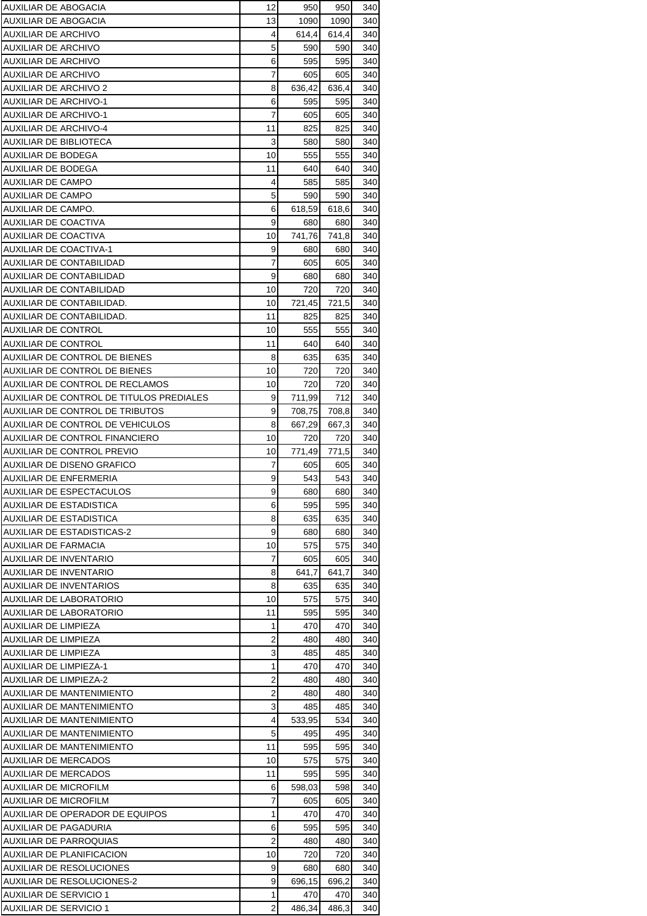| | | | | |
|---|---|---|---|---|
| AUXILIAR DE ABOGACIA | 12 | 950 | 950 | 340 |
| AUXILIAR DE ABOGACIA | 13 | 1090 | 1090 | 340 |
| AUXILIAR DE ARCHIVO | 4 | 614,4 | 614,4 | 340 |
| AUXILIAR DE ARCHIVO | 5 | 590 | 590 | 340 |
| AUXILIAR DE ARCHIVO | 6 | 595 | 595 | 340 |
| AUXILIAR DE ARCHIVO | 7 | 605 | 605 | 340 |
| AUXILIAR DE ARCHIVO 2 | 8 | 636,42 | 636,4 | 340 |
| AUXILIAR DE ARCHIVO-1 | 6 | 595 | 595 | 340 |
| AUXILIAR DE ARCHIVO-1 | 7 | 605 | 605 | 340 |
| AUXILIAR DE ARCHIVO-4 | 11 | 825 | 825 | 340 |
| AUXILIAR DE BIBLIOTECA | 3 | 580 | 580 | 340 |
| AUXILIAR DE BODEGA | 10 | 555 | 555 | 340 |
| AUXILIAR DE BODEGA | 11 | 640 | 640 | 340 |
| AUXILIAR DE CAMPO | 4 | 585 | 585 | 340 |
| AUXILIAR DE CAMPO | 5 | 590 | 590 | 340 |
| AUXILIAR DE CAMPO. | 6 | 618,59 | 618,6 | 340 |
| AUXILIAR DE COACTIVA | 9 | 680 | 680 | 340 |
| AUXILIAR DE COACTIVA | 10 | 741,76 | 741,8 | 340 |
| AUXILIAR DE COACTIVA-1 | 9 | 680 | 680 | 340 |
| AUXILIAR DE CONTABILIDAD | 7 | 605 | 605 | 340 |
| AUXILIAR DE CONTABILIDAD | 9 | 680 | 680 | 340 |
| AUXILIAR DE CONTABILIDAD | 10 | 720 | 720 | 340 |
| AUXILIAR DE CONTABILIDAD. | 10 | 721,45 | 721,5 | 340 |
| AUXILIAR DE CONTABILIDAD. | 11 | 825 | 825 | 340 |
| AUXILIAR DE CONTROL | 10 | 555 | 555 | 340 |
| AUXILIAR DE CONTROL | 11 | 640 | 640 | 340 |
| AUXILIAR DE CONTROL DE BIENES | 8 | 635 | 635 | 340 |
| AUXILIAR DE CONTROL DE BIENES | 10 | 720 | 720 | 340 |
| AUXILIAR DE CONTROL DE RECLAMOS | 10 | 720 | 720 | 340 |
| AUXILIAR DE CONTROL DE TITULOS PREDIALES | 9 | 711,99 | 712 | 340 |
| AUXILIAR DE CONTROL DE TRIBUTOS | 9 | 708,75 | 708,8 | 340 |
| AUXILIAR DE CONTROL DE VEHICULOS | 8 | 667,29 | 667,3 | 340 |
| AUXILIAR DE CONTROL FINANCIERO | 10 | 720 | 720 | 340 |
| AUXILIAR DE CONTROL PREVIO | 10 | 771,49 | 771,5 | 340 |
| AUXILIAR DE DISENO GRAFICO | 7 | 605 | 605 | 340 |
| AUXILIAR DE ENFERMERIA | 9 | 543 | 543 | 340 |
| AUXILIAR DE ESPECTACULOS | 9 | 680 | 680 | 340 |
| AUXILIAR DE ESTADISTICA | 6 | 595 | 595 | 340 |
| AUXILIAR DE ESTADISTICA | 8 | 635 | 635 | 340 |
| AUXILIAR DE ESTADISTICAS-2 | 9 | 680 | 680 | 340 |
| AUXILIAR DE FARMACIA | 10 | 575 | 575 | 340 |
| AUXILIAR DE INVENTARIO | 7 | 605 | 605 | 340 |
| AUXILIAR DE INVENTARIO | 8 | 641,7 | 641,7 | 340 |
| AUXILIAR DE INVENTARIOS | 8 | 635 | 635 | 340 |
| AUXILIAR DE LABORATORIO | 10 | 575 | 575 | 340 |
| AUXILIAR DE LABORATORIO | 11 | 595 | 595 | 340 |
| AUXILIAR DE LIMPIEZA | 1 | 470 | 470 | 340 |
| AUXILIAR DE LIMPIEZA | 2 | 480 | 480 | 340 |
| AUXILIAR DE LIMPIEZA | 3 | 485 | 485 | 340 |
| AUXILIAR DE LIMPIEZA-1 | 1 | 470 | 470 | 340 |
| AUXILIAR DE LIMPIEZA-2 | 2 | 480 | 480 | 340 |
| AUXILIAR DE MANTENIMIENTO | 2 | 480 | 480 | 340 |
| AUXILIAR DE MANTENIMIENTO | 3 | 485 | 485 | 340 |
| AUXILIAR DE MANTENIMIENTO | 4 | 533,95 | 534 | 340 |
| AUXILIAR DE MANTENIMIENTO | 5 | 495 | 495 | 340 |
| AUXILIAR DE MANTENIMIENTO | 11 | 595 | 595 | 340 |
| AUXILIAR DE MERCADOS | 10 | 575 | 575 | 340 |
| AUXILIAR DE MERCADOS | 11 | 595 | 595 | 340 |
| AUXILIAR DE MICROFILM | 6 | 598,03 | 598 | 340 |
| AUXILIAR DE MICROFILM | 7 | 605 | 605 | 340 |
| AUXILIAR DE OPERADOR DE EQUIPOS | 1 | 470 | 470 | 340 |
| AUXILIAR DE PAGADURIA | 6 | 595 | 595 | 340 |
| AUXILIAR DE PARROQUIAS | 2 | 480 | 480 | 340 |
| AUXILIAR DE PLANIFICACION | 10 | 720 | 720 | 340 |
| AUXILIAR DE RESOLUCIONES | 9 | 680 | 680 | 340 |
| AUXILIAR DE RESOLUCIONES-2 | 9 | 696,15 | 696,2 | 340 |
| AUXILIAR DE SERVICIO 1 | 1 | 470 | 470 | 340 |
| AUXILIAR DE SERVICIO 1 | 2 | 486,34 | 486,3 | 340 |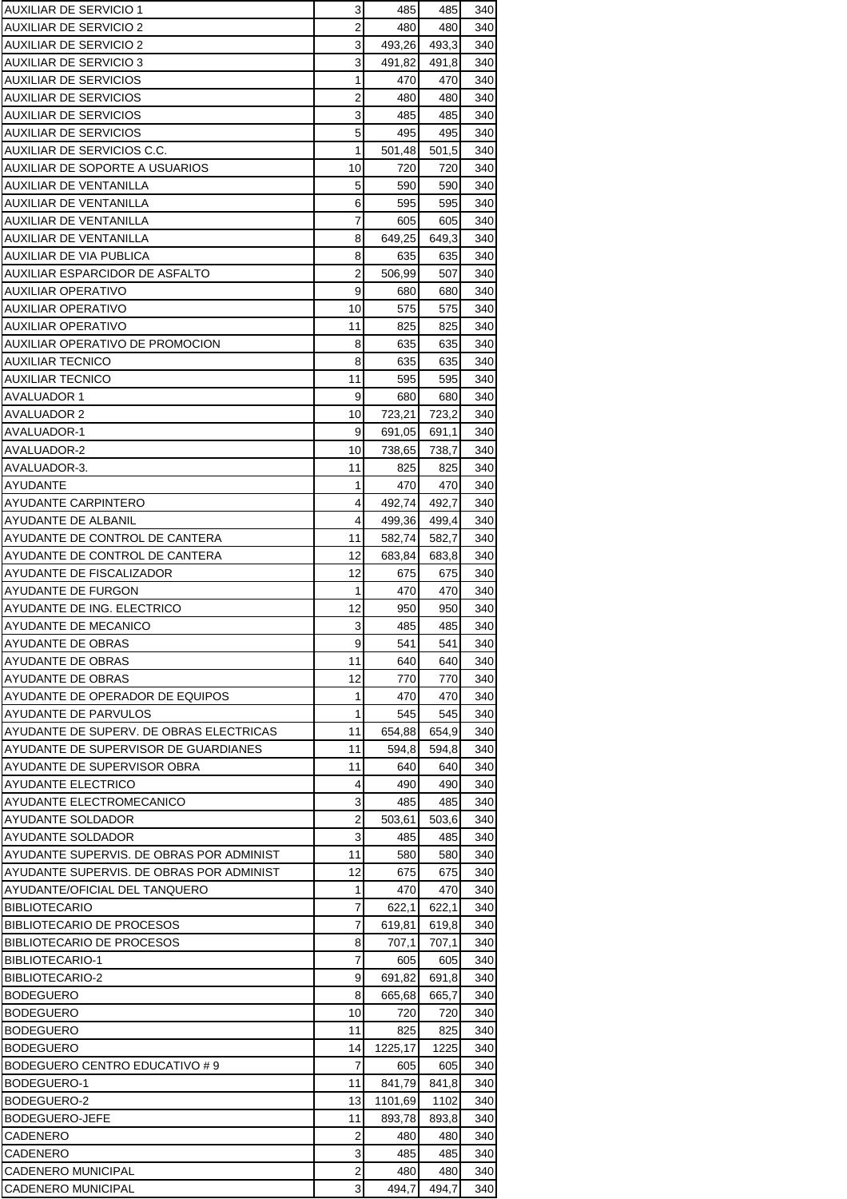| AUXILIAR DE SERVICIO 1 | 3 | 485 | 485 | 340 |
|---|---|---|---|---|
| AUXILIAR DE SERVICIO 2 | 2 | 480 | 480 | 340 |
| AUXILIAR DE SERVICIO 2 | 3 | 493,26 | 493,3 | 340 |
| AUXILIAR DE SERVICIO 3 | 3 | 491,82 | 491,8 | 340 |
| AUXILIAR DE SERVICIOS | 1 | 470 | 470 | 340 |
| AUXILIAR DE SERVICIOS | 2 | 480 | 480 | 340 |
| AUXILIAR DE SERVICIOS | 3 | 485 | 485 | 340 |
| AUXILIAR DE SERVICIOS | 5 | 495 | 495 | 340 |
| AUXILIAR DE SERVICIOS C.C. | 1 | 501,48 | 501,5 | 340 |
| AUXILIAR DE SOPORTE A USUARIOS | 10 | 720 | 720 | 340 |
| AUXILIAR DE VENTANILLA | 5 | 590 | 590 | 340 |
| AUXILIAR DE VENTANILLA | 6 | 595 | 595 | 340 |
| AUXILIAR DE VENTANILLA | 7 | 605 | 605 | 340 |
| AUXILIAR DE VENTANILLA | 8 | 649,25 | 649,3 | 340 |
| AUXILIAR DE VIA PUBLICA | 8 | 635 | 635 | 340 |
| AUXILIAR ESPARCIDOR DE ASFALTO | 2 | 506,99 | 507 | 340 |
| AUXILIAR OPERATIVO | 9 | 680 | 680 | 340 |
| AUXILIAR OPERATIVO | 10 | 575 | 575 | 340 |
| AUXILIAR OPERATIVO | 11 | 825 | 825 | 340 |
| AUXILIAR OPERATIVO DE PROMOCION | 8 | 635 | 635 | 340 |
| AUXILIAR TECNICO | 8 | 635 | 635 | 340 |
| AUXILIAR TECNICO | 11 | 595 | 595 | 340 |
| AVALUADOR 1 | 9 | 680 | 680 | 340 |
| AVALUADOR 2 | 10 | 723,21 | 723,2 | 340 |
| AVALUADOR-1 | 9 | 691,05 | 691,1 | 340 |
| AVALUADOR-2 | 10 | 738,65 | 738,7 | 340 |
| AVALUADOR-3. | 11 | 825 | 825 | 340 |
| AYUDANTE | 1 | 470 | 470 | 340 |
| AYUDANTE CARPINTERO | 4 | 492,74 | 492,7 | 340 |
| AYUDANTE DE ALBANIL | 4 | 499,36 | 499,4 | 340 |
| AYUDANTE DE CONTROL DE CANTERA | 11 | 582,74 | 582,7 | 340 |
| AYUDANTE DE CONTROL DE CANTERA | 12 | 683,84 | 683,8 | 340 |
| AYUDANTE DE FISCALIZADOR | 12 | 675 | 675 | 340 |
| AYUDANTE DE FURGON | 1 | 470 | 470 | 340 |
| AYUDANTE DE ING. ELECTRICO | 12 | 950 | 950 | 340 |
| AYUDANTE DE MECANICO | 3 | 485 | 485 | 340 |
| AYUDANTE DE OBRAS | 9 | 541 | 541 | 340 |
| AYUDANTE DE OBRAS | 11 | 640 | 640 | 340 |
| AYUDANTE DE OBRAS | 12 | 770 | 770 | 340 |
| AYUDANTE DE OPERADOR DE EQUIPOS | 1 | 470 | 470 | 340 |
| AYUDANTE DE PARVULOS | 1 | 545 | 545 | 340 |
| AYUDANTE DE SUPERV. DE OBRAS ELECTRICAS | 11 | 654,88 | 654,9 | 340 |
| AYUDANTE DE SUPERVISOR DE GUARDIANES | 11 | 594,8 | 594,8 | 340 |
| AYUDANTE DE SUPERVISOR OBRA | 11 | 640 | 640 | 340 |
| AYUDANTE ELECTRICO | 4 | 490 | 490 | 340 |
| AYUDANTE ELECTROMECANICO | 3 | 485 | 485 | 340 |
| AYUDANTE SOLDADOR | 2 | 503,61 | 503,6 | 340 |
| AYUDANTE SOLDADOR | 3 | 485 | 485 | 340 |
| AYUDANTE SUPERVIS. DE OBRAS POR ADMINIST | 11 | 580 | 580 | 340 |
| AYUDANTE SUPERVIS. DE OBRAS POR ADMINIST | 12 | 675 | 675 | 340 |
| AYUDANTE/OFICIAL DEL TANQUERO | 1 | 470 | 470 | 340 |
| BIBLIOTECARIO | 7 | 622,1 | 622,1 | 340 |
| BIBLIOTECARIO DE PROCESOS | 7 | 619,81 | 619,8 | 340 |
| BIBLIOTECARIO DE PROCESOS | 8 | 707,1 | 707,1 | 340 |
| BIBLIOTECARIO-1 | 7 | 605 | 605 | 340 |
| BIBLIOTECARIO-2 | 9 | 691,82 | 691,8 | 340 |
| BODEGUERO | 8 | 665,68 | 665,7 | 340 |
| BODEGUERO | 10 | 720 | 720 | 340 |
| BODEGUERO | 11 | 825 | 825 | 340 |
| BODEGUERO | 14 | 1225,17 | 1225 | 340 |
| BODEGUERO CENTRO EDUCATIVO # 9 | 7 | 605 | 605 | 340 |
| BODEGUERO-1 | 11 | 841,79 | 841,8 | 340 |
| BODEGUERO-2 | 13 | 1101,69 | 1102 | 340 |
| BODEGUERO-JEFE | 11 | 893,78 | 893,8 | 340 |
| CADENERO | 2 | 480 | 480 | 340 |
| CADENERO | 3 | 485 | 485 | 340 |
| CADENERO MUNICIPAL | 2 | 480 | 480 | 340 |
| CADENERO MUNICIPAL | 3 | 494,7 | 494,7 | 340 |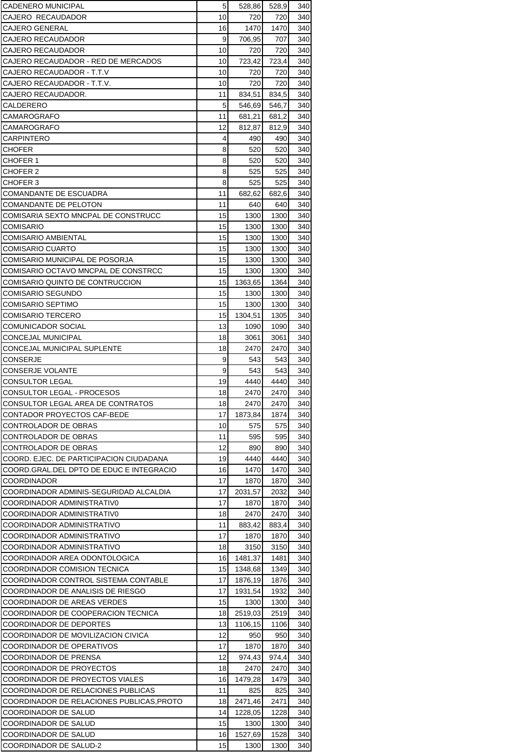| | | | | |
|---|---|---|---|---|
| CADENERO MUNICIPAL | 5 | 528,86 | 528,9 | 340 |
| CAJERO RECAUDADOR | 10 | 720 | 720 | 340 |
| CAJERO GENERAL | 16 | 1470 | 1470 | 340 |
| CAJERO RECAUDADOR | 9 | 706,95 | 707 | 340 |
| CAJERO RECAUDADOR | 10 | 720 | 720 | 340 |
| CAJERO RECAUDADOR - RED DE MERCADOS | 10 | 723,42 | 723,4 | 340 |
| CAJERO RECAUDADOR - T.T.V | 10 | 720 | 720 | 340 |
| CAJERO RECAUDADOR - T.T.V. | 10 | 720 | 720 | 340 |
| CAJERO RECAUDADOR. | 11 | 834,51 | 834,5 | 340 |
| CALDERERO | 5 | 546,69 | 546,7 | 340 |
| CAMAROGRAFO | 11 | 681,21 | 681,2 | 340 |
| CAMAROGRAFO | 12 | 812,87 | 812,9 | 340 |
| CARPINTERO | 4 | 490 | 490 | 340 |
| CHOFER | 8 | 520 | 520 | 340 |
| CHOFER 1 | 8 | 520 | 520 | 340 |
| CHOFER 2 | 8 | 525 | 525 | 340 |
| CHOFER 3 | 8 | 525 | 525 | 340 |
| COMANDANTE DE ESCUADRA | 11 | 682,62 | 682,6 | 340 |
| COMANDANTE DE PELOTON | 11 | 640 | 640 | 340 |
| COMISARIA SEXTO MNCPAL DE CONSTRUCC | 15 | 1300 | 1300 | 340 |
| COMISARIO | 15 | 1300 | 1300 | 340 |
| COMISARIO AMBIENTAL | 15 | 1300 | 1300 | 340 |
| COMISARIO CUARTO | 15 | 1300 | 1300 | 340 |
| COMISARIO MUNICIPAL DE POSORJA | 15 | 1300 | 1300 | 340 |
| COMISARIO OCTAVO MNCPAL DE CONSTRCC | 15 | 1300 | 1300 | 340 |
| COMISARIO QUINTO DE CONTRUCCION | 15 | 1363,65 | 1364 | 340 |
| COMISARIO SEGUNDO | 15 | 1300 | 1300 | 340 |
| COMISARIO SEPTIMO | 15 | 1300 | 1300 | 340 |
| COMISARIO TERCERO | 15 | 1304,51 | 1305 | 340 |
| COMUNICADOR SOCIAL | 13 | 1090 | 1090 | 340 |
| CONCEJAL MUNICIPAL | 18 | 3061 | 3061 | 340 |
| CONCEJAL MUNICIPAL SUPLENTE | 18 | 2470 | 2470 | 340 |
| CONSERJE | 9 | 543 | 543 | 340 |
| CONSERJE VOLANTE | 9 | 543 | 543 | 340 |
| CONSULTOR LEGAL | 19 | 4440 | 4440 | 340 |
| CONSULTOR LEGAL - PROCESOS | 18 | 2470 | 2470 | 340 |
| CONSULTOR LEGAL AREA DE CONTRATOS | 18 | 2470 | 2470 | 340 |
| CONTADOR PROYECTOS CAF-BEDE | 17 | 1873,84 | 1874 | 340 |
| CONTROLADOR DE OBRAS | 10 | 575 | 575 | 340 |
| CONTROLADOR DE OBRAS | 11 | 595 | 595 | 340 |
| CONTROLADOR DE OBRAS | 12 | 890 | 890 | 340 |
| COORD. EJEC. DE PARTICIPACION CIUDADANA | 19 | 4440 | 4440 | 340 |
| COORD.GRAL.DEL DPTO DE EDUC E INTEGRACIO | 16 | 1470 | 1470 | 340 |
| COORDINADOR | 17 | 1870 | 1870 | 340 |
| COORDINADOR ADMINIS-SEGURIDAD ALCALDIA | 17 | 2031,57 | 2032 | 340 |
| COORDINADOR ADMINISTRATIV0 | 17 | 1870 | 1870 | 340 |
| COORDINADOR ADMINISTRATIV0 | 18 | 2470 | 2470 | 340 |
| COORDINADOR ADMINISTRATIVO | 11 | 883,42 | 883,4 | 340 |
| COORDINADOR ADMINISTRATIVO | 17 | 1870 | 1870 | 340 |
| COORDINADOR ADMINISTRATIVO | 18 | 3150 | 3150 | 340 |
| COORDINADOR AREA ODONTOLOGICA | 16 | 1481,37 | 1481 | 340 |
| COORDINADOR COMISION TECNICA | 15 | 1348,68 | 1349 | 340 |
| COORDINADOR CONTROL SISTEMA CONTABLE | 17 | 1876,19 | 1876 | 340 |
| COORDINADOR DE ANALISIS DE RIESGO | 17 | 1931,54 | 1932 | 340 |
| COORDINADOR DE AREAS VERDES | 15 | 1300 | 1300 | 340 |
| COORDINADOR DE COOPERACION TECNICA | 18 | 2519,03 | 2519 | 340 |
| COORDINADOR DE DEPORTES | 13 | 1106,15 | 1106 | 340 |
| COORDINADOR DE MOVILIZACION CIVICA | 12 | 950 | 950 | 340 |
| COORDINADOR DE OPERATIVOS | 17 | 1870 | 1870 | 340 |
| COORDINADOR DE PRENSA | 12 | 974,43 | 974,4 | 340 |
| COORDINADOR DE PROYECTOS | 18 | 2470 | 2470 | 340 |
| COORDINADOR DE PROYECTOS VIALES | 16 | 1479,28 | 1479 | 340 |
| COORDINADOR DE RELACIONES PUBLICAS | 11 | 825 | 825 | 340 |
| COORDINADOR DE RELACIONES PUBLICAS,PROTO | 18 | 2471,46 | 2471 | 340 |
| COORDINADOR DE SALUD | 14 | 1228,05 | 1228 | 340 |
| COORDINADOR DE SALUD | 15 | 1300 | 1300 | 340 |
| COORDINADOR DE SALUD | 16 | 1527,69 | 1528 | 340 |
| COORDINADOR DE SALUD-2 | 15 | 1300 | 1300 | 340 |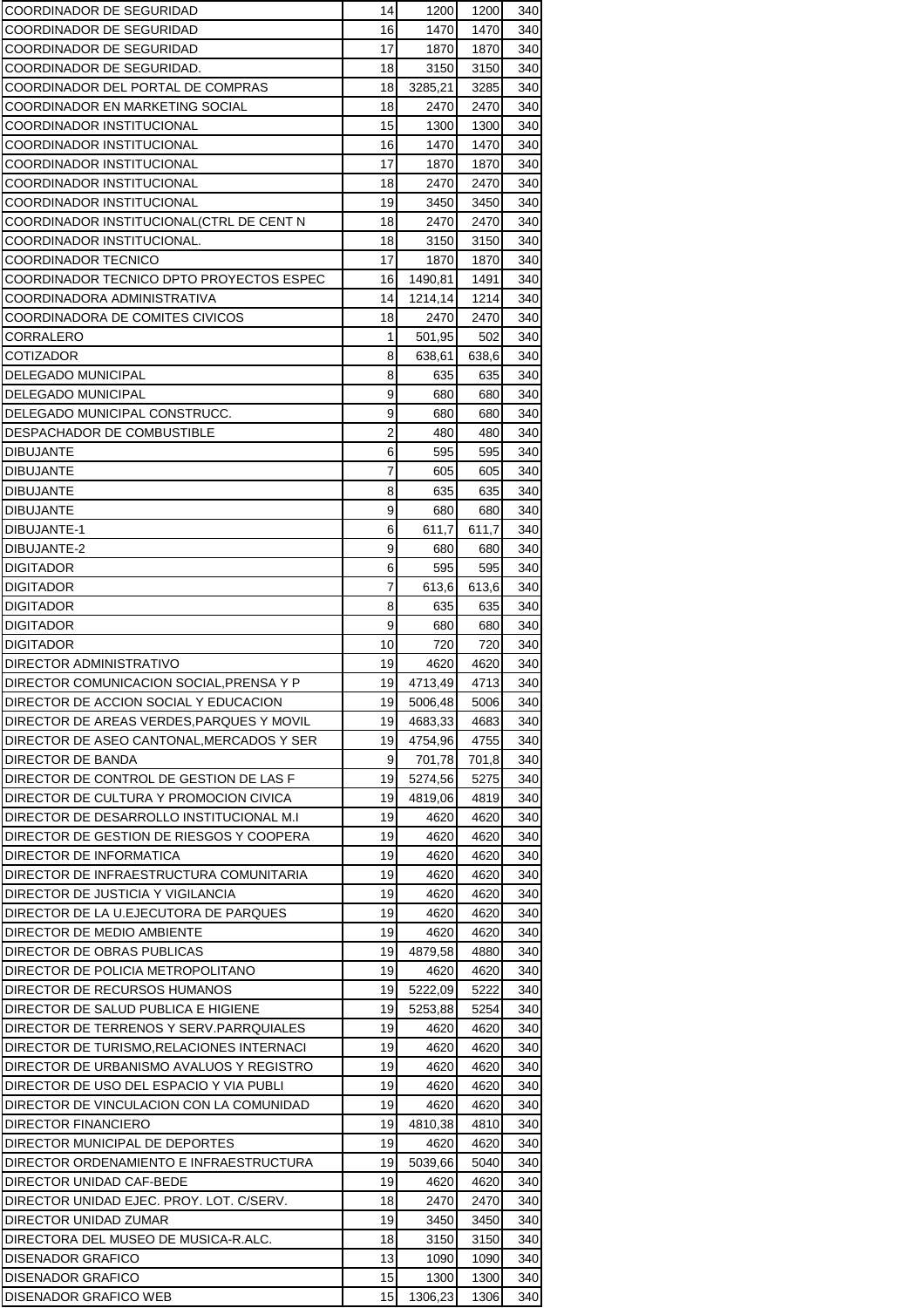| | | | | |
|---|---|---|---|---|
| COORDINADOR DE SEGURIDAD | 14 | 1200 | 1200 | 340 |
| COORDINADOR DE SEGURIDAD | 16 | 1470 | 1470 | 340 |
| COORDINADOR DE SEGURIDAD | 17 | 1870 | 1870 | 340 |
| COORDINADOR DE SEGURIDAD. | 18 | 3150 | 3150 | 340 |
| COORDINADOR DEL PORTAL DE COMPRAS | 18 | 3285,21 | 3285 | 340 |
| COORDINADOR EN MARKETING SOCIAL | 18 | 2470 | 2470 | 340 |
| COORDINADOR INSTITUCIONAL | 15 | 1300 | 1300 | 340 |
| COORDINADOR INSTITUCIONAL | 16 | 1470 | 1470 | 340 |
| COORDINADOR INSTITUCIONAL | 17 | 1870 | 1870 | 340 |
| COORDINADOR INSTITUCIONAL | 18 | 2470 | 2470 | 340 |
| COORDINADOR INSTITUCIONAL | 19 | 3450 | 3450 | 340 |
| COORDINADOR INSTITUCIONAL(CTRL DE CENT N | 18 | 2470 | 2470 | 340 |
| COORDINADOR INSTITUCIONAL. | 18 | 3150 | 3150 | 340 |
| COORDINADOR TECNICO | 17 | 1870 | 1870 | 340 |
| COORDINADOR TECNICO DPTO PROYECTOS ESPEC | 16 | 1490,81 | 1491 | 340 |
| COORDINADORA ADMINISTRATIVA | 14 | 1214,14 | 1214 | 340 |
| COORDINADORA DE COMITES CIVICOS | 18 | 2470 | 2470 | 340 |
| CORRALERO | 1 | 501,95 | 502 | 340 |
| COTIZADOR | 8 | 638,61 | 638,6 | 340 |
| DELEGADO MUNICIPAL | 8 | 635 | 635 | 340 |
| DELEGADO MUNICIPAL | 9 | 680 | 680 | 340 |
| DELEGADO MUNICIPAL CONSTRUCC. | 9 | 680 | 680 | 340 |
| DESPACHADOR DE COMBUSTIBLE | 2 | 480 | 480 | 340 |
| DIBUJANTE | 6 | 595 | 595 | 340 |
| DIBUJANTE | 7 | 605 | 605 | 340 |
| DIBUJANTE | 8 | 635 | 635 | 340 |
| DIBUJANTE | 9 | 680 | 680 | 340 |
| DIBUJANTE-1 | 6 | 611,7 | 611,7 | 340 |
| DIBUJANTE-2 | 9 | 680 | 680 | 340 |
| DIGITADOR | 6 | 595 | 595 | 340 |
| DIGITADOR | 7 | 613,6 | 613,6 | 340 |
| DIGITADOR | 8 | 635 | 635 | 340 |
| DIGITADOR | 9 | 680 | 680 | 340 |
| DIGITADOR | 10 | 720 | 720 | 340 |
| DIRECTOR ADMINISTRATIVO | 19 | 4620 | 4620 | 340 |
| DIRECTOR COMUNICACION SOCIAL,PRENSA Y P | 19 | 4713,49 | 4713 | 340 |
| DIRECTOR DE ACCION SOCIAL Y EDUCACION | 19 | 5006,48 | 5006 | 340 |
| DIRECTOR DE AREAS VERDES,PARQUES Y MOVIL | 19 | 4683,33 | 4683 | 340 |
| DIRECTOR DE ASEO CANTONAL,MERCADOS Y SER | 19 | 4754,96 | 4755 | 340 |
| DIRECTOR DE BANDA | 9 | 701,78 | 701,8 | 340 |
| DIRECTOR DE CONTROL DE GESTION DE LAS F | 19 | 5274,56 | 5275 | 340 |
| DIRECTOR DE CULTURA Y PROMOCION CIVICA | 19 | 4819,06 | 4819 | 340 |
| DIRECTOR DE DESARROLLO INSTITUCIONAL M.I | 19 | 4620 | 4620 | 340 |
| DIRECTOR DE GESTION DE RIESGOS Y COOPERA | 19 | 4620 | 4620 | 340 |
| DIRECTOR DE INFORMATICA | 19 | 4620 | 4620 | 340 |
| DIRECTOR DE INFRAESTRUCTURA COMUNITARIA | 19 | 4620 | 4620 | 340 |
| DIRECTOR DE JUSTICIA Y VIGILANCIA | 19 | 4620 | 4620 | 340 |
| DIRECTOR DE LA U.EJECUTORA DE PARQUES | 19 | 4620 | 4620 | 340 |
| DIRECTOR DE MEDIO AMBIENTE | 19 | 4620 | 4620 | 340 |
| DIRECTOR DE OBRAS PUBLICAS | 19 | 4879,58 | 4880 | 340 |
| DIRECTOR DE POLICIA METROPOLITANO | 19 | 4620 | 4620 | 340 |
| DIRECTOR DE RECURSOS HUMANOS | 19 | 5222,09 | 5222 | 340 |
| DIRECTOR DE SALUD PUBLICA E HIGIENE | 19 | 5253,88 | 5254 | 340 |
| DIRECTOR DE TERRENOS Y SERV.PARRQUIALES | 19 | 4620 | 4620 | 340 |
| DIRECTOR DE TURISMO,RELACIONES INTERNACI | 19 | 4620 | 4620 | 340 |
| DIRECTOR DE URBANISMO AVALUOS Y REGISTRO | 19 | 4620 | 4620 | 340 |
| DIRECTOR DE USO DEL ESPACIO Y VIA PUBLI | 19 | 4620 | 4620 | 340 |
| DIRECTOR DE VINCULACION CON LA COMUNIDAD | 19 | 4620 | 4620 | 340 |
| DIRECTOR FINANCIERO | 19 | 4810,38 | 4810 | 340 |
| DIRECTOR MUNICIPAL DE DEPORTES | 19 | 4620 | 4620 | 340 |
| DIRECTOR ORDENAMIENTO E INFRAESTRUCTURA | 19 | 5039,66 | 5040 | 340 |
| DIRECTOR UNIDAD CAF-BEDE | 19 | 4620 | 4620 | 340 |
| DIRECTOR UNIDAD EJEC. PROY. LOT. C/SERV. | 18 | 2470 | 2470 | 340 |
| DIRECTOR UNIDAD ZUMAR | 19 | 3450 | 3450 | 340 |
| DIRECTORA DEL MUSEO DE MUSICA-R.ALC. | 18 | 3150 | 3150 | 340 |
| DISENADOR GRAFICO | 13 | 1090 | 1090 | 340 |
| DISENADOR GRAFICO | 15 | 1300 | 1300 | 340 |
| DISENADOR GRAFICO WEB | 15 | 1306,23 | 1306 | 340 |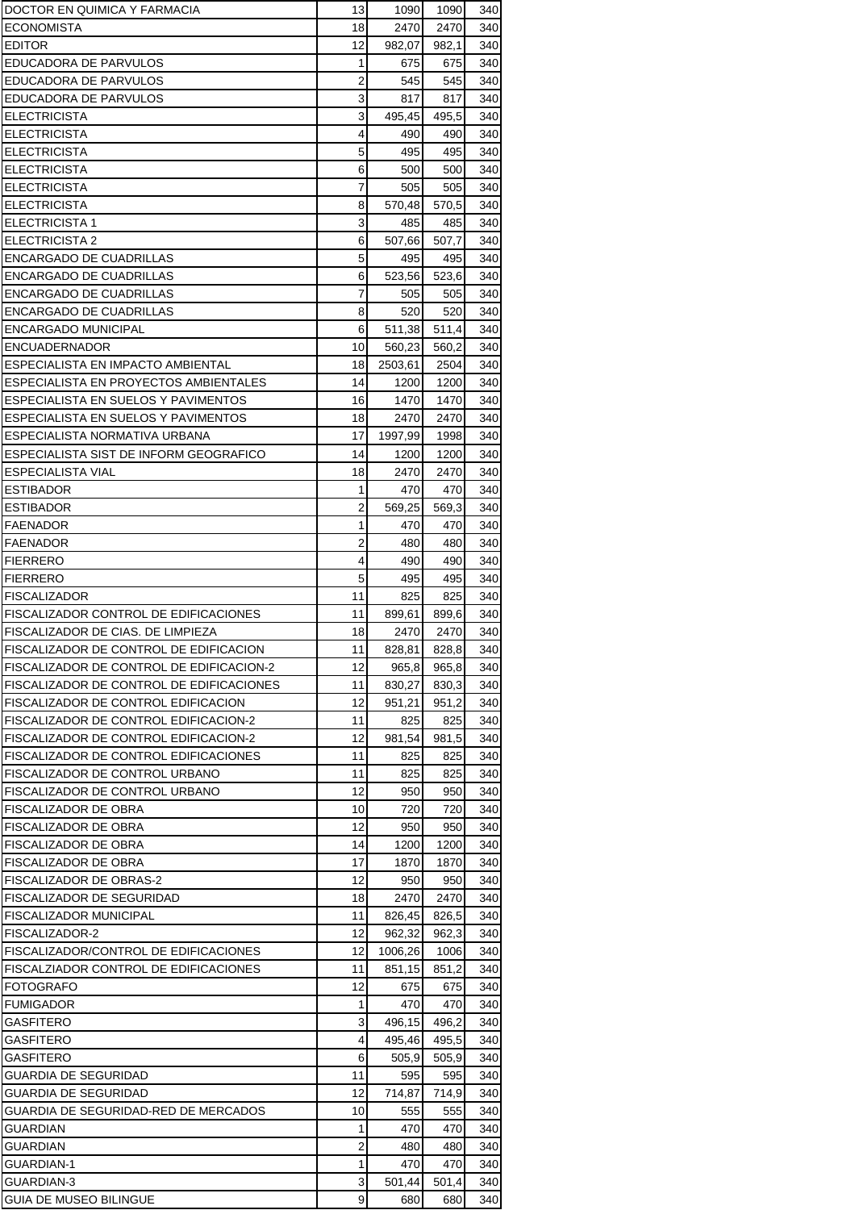| | | | | |
|---|---|---|---|---|
| DOCTOR EN QUIMICA Y FARMACIA | 13 | 1090 | 1090 | 340 |
| ECONOMISTA | 18 | 2470 | 2470 | 340 |
| EDITOR | 12 | 982,07 | 982,1 | 340 |
| EDUCADORA DE PARVULOS | 1 | 675 | 675 | 340 |
| EDUCADORA DE PARVULOS | 2 | 545 | 545 | 340 |
| EDUCADORA DE PARVULOS | 3 | 817 | 817 | 340 |
| ELECTRICISTA | 3 | 495,45 | 495,5 | 340 |
| ELECTRICISTA | 4 | 490 | 490 | 340 |
| ELECTRICISTA | 5 | 495 | 495 | 340 |
| ELECTRICISTA | 6 | 500 | 500 | 340 |
| ELECTRICISTA | 7 | 505 | 505 | 340 |
| ELECTRICISTA | 8 | 570,48 | 570,5 | 340 |
| ELECTRICISTA 1 | 3 | 485 | 485 | 340 |
| ELECTRICISTA 2 | 6 | 507,66 | 507,7 | 340 |
| ENCARGADO DE CUADRILLAS | 5 | 495 | 495 | 340 |
| ENCARGADO DE CUADRILLAS | 6 | 523,56 | 523,6 | 340 |
| ENCARGADO DE CUADRILLAS | 7 | 505 | 505 | 340 |
| ENCARGADO DE CUADRILLAS | 8 | 520 | 520 | 340 |
| ENCARGADO MUNICIPAL | 6 | 511,38 | 511,4 | 340 |
| ENCUADERNADOR | 10 | 560,23 | 560,2 | 340 |
| ESPECIALISTA EN IMPACTO AMBIENTAL | 18 | 2503,61 | 2504 | 340 |
| ESPECIALISTA EN PROYECTOS AMBIENTALES | 14 | 1200 | 1200 | 340 |
| ESPECIALISTA EN SUELOS Y PAVIMENTOS | 16 | 1470 | 1470 | 340 |
| ESPECIALISTA EN SUELOS Y PAVIMENTOS | 18 | 2470 | 2470 | 340 |
| ESPECIALISTA NORMATIVA URBANA | 17 | 1997,99 | 1998 | 340 |
| ESPECIALISTA SIST DE INFORM GEOGRAFICO | 14 | 1200 | 1200 | 340 |
| ESPECIALISTA VIAL | 18 | 2470 | 2470 | 340 |
| ESTIBADOR | 1 | 470 | 470 | 340 |
| ESTIBADOR | 2 | 569,25 | 569,3 | 340 |
| FAENADOR | 1 | 470 | 470 | 340 |
| FAENADOR | 2 | 480 | 480 | 340 |
| FIERRERO | 4 | 490 | 490 | 340 |
| FIERRERO | 5 | 495 | 495 | 340 |
| FISCALIZADOR | 11 | 825 | 825 | 340 |
| FISCALIZADOR CONTROL DE EDIFICACIONES | 11 | 899,61 | 899,6 | 340 |
| FISCALIZADOR DE CIAS. DE LIMPIEZA | 18 | 2470 | 2470 | 340 |
| FISCALIZADOR DE CONTROL DE EDIFICACION | 11 | 828,81 | 828,8 | 340 |
| FISCALIZADOR DE CONTROL DE EDIFICACION-2 | 12 | 965,8 | 965,8 | 340 |
| FISCALIZADOR DE CONTROL DE EDIFICACIONES | 11 | 830,27 | 830,3 | 340 |
| FISCALIZADOR DE CONTROL EDIFICACION | 12 | 951,21 | 951,2 | 340 |
| FISCALIZADOR DE CONTROL EDIFICACION-2 | 11 | 825 | 825 | 340 |
| FISCALIZADOR DE CONTROL EDIFICACION-2 | 12 | 981,54 | 981,5 | 340 |
| FISCALIZADOR DE CONTROL EDIFICACIONES | 11 | 825 | 825 | 340 |
| FISCALIZADOR DE CONTROL URBANO | 11 | 825 | 825 | 340 |
| FISCALIZADOR DE CONTROL URBANO | 12 | 950 | 950 | 340 |
| FISCALIZADOR DE OBRA | 10 | 720 | 720 | 340 |
| FISCALIZADOR DE OBRA | 12 | 950 | 950 | 340 |
| FISCALIZADOR DE OBRA | 14 | 1200 | 1200 | 340 |
| FISCALIZADOR DE OBRA | 17 | 1870 | 1870 | 340 |
| FISCALIZADOR DE OBRAS-2 | 12 | 950 | 950 | 340 |
| FISCALIZADOR DE SEGURIDAD | 18 | 2470 | 2470 | 340 |
| FISCALIZADOR MUNICIPAL | 11 | 826,45 | 826,5 | 340 |
| FISCALIZADOR-2 | 12 | 962,32 | 962,3 | 340 |
| FISCALIZADOR/CONTROL DE EDIFICACIONES | 12 | 1006,26 | 1006 | 340 |
| FISCALZIADOR CONTROL DE EDIFICACIONES | 11 | 851,15 | 851,2 | 340 |
| FOTOGRAFO | 12 | 675 | 675 | 340 |
| FUMIGADOR | 1 | 470 | 470 | 340 |
| GASFITERO | 3 | 496,15 | 496,2 | 340 |
| GASFITERO | 4 | 495,46 | 495,5 | 340 |
| GASFITERO | 6 | 505,9 | 505,9 | 340 |
| GUARDIA DE SEGURIDAD | 11 | 595 | 595 | 340 |
| GUARDIA DE SEGURIDAD | 12 | 714,87 | 714,9 | 340 |
| GUARDIA DE SEGURIDAD-RED DE MERCADOS | 10 | 555 | 555 | 340 |
| GUARDIAN | 1 | 470 | 470 | 340 |
| GUARDIAN | 2 | 480 | 480 | 340 |
| GUARDIAN-1 | 1 | 470 | 470 | 340 |
| GUARDIAN-3 | 3 | 501,44 | 501,4 | 340 |
| GUIA DE MUSEO BILINGUE | 9 | 680 | 680 | 340 |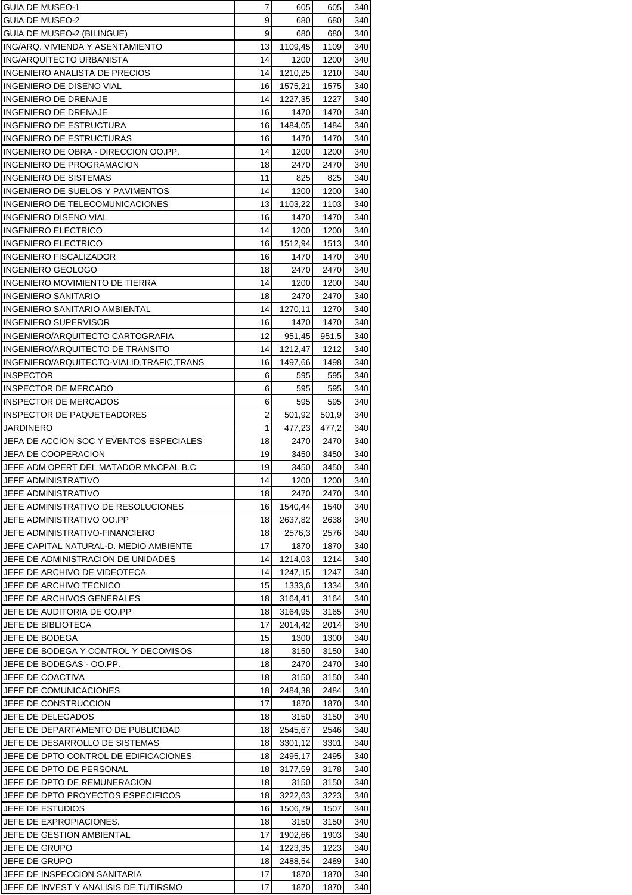| | | | | |
|---|---|---|---|---|
| GUIA DE MUSEO-1 | 7 | 605 | 605 | 340 |
| GUIA DE MUSEO-2 | 9 | 680 | 680 | 340 |
| GUIA DE MUSEO-2 (BILINGUE) | 9 | 680 | 680 | 340 |
| ING/ARQ. VIVIENDA Y ASENTAMIENTO | 13 | 1109,45 | 1109 | 340 |
| ING/ARQUITECTO URBANISTA | 14 | 1200 | 1200 | 340 |
| INGENIERO ANALISTA DE PRECIOS | 14 | 1210,25 | 1210 | 340 |
| INGENIERO DE DISENO VIAL | 16 | 1575,21 | 1575 | 340 |
| INGENIERO DE DRENAJE | 14 | 1227,35 | 1227 | 340 |
| INGENIERO DE DRENAJE | 16 | 1470 | 1470 | 340 |
| INGENIERO DE ESTRUCTURA | 16 | 1484,05 | 1484 | 340 |
| INGENIERO DE ESTRUCTURAS | 16 | 1470 | 1470 | 340 |
| INGENIERO DE OBRA - DIRECCION OO.PP. | 14 | 1200 | 1200 | 340 |
| INGENIERO DE PROGRAMACION | 18 | 2470 | 2470 | 340 |
| INGENIERO DE SISTEMAS | 11 | 825 | 825 | 340 |
| INGENIERO DE SUELOS Y PAVIMENTOS | 14 | 1200 | 1200 | 340 |
| INGENIERO DE TELECOMUNICACIONES | 13 | 1103,22 | 1103 | 340 |
| INGENIERO DISENO VIAL | 16 | 1470 | 1470 | 340 |
| INGENIERO ELECTRICO | 14 | 1200 | 1200 | 340 |
| INGENIERO ELECTRICO | 16 | 1512,94 | 1513 | 340 |
| INGENIERO FISCALIZADOR | 16 | 1470 | 1470 | 340 |
| INGENIERO GEOLOGO | 18 | 2470 | 2470 | 340 |
| INGENIERO MOVIMIENTO DE TIERRA | 14 | 1200 | 1200 | 340 |
| INGENIERO SANITARIO | 18 | 2470 | 2470 | 340 |
| INGENIERO SANITARIO AMBIENTAL | 14 | 1270,11 | 1270 | 340 |
| INGENIERO SUPERVISOR | 16 | 1470 | 1470 | 340 |
| INGENIERO/ARQUITECTO CARTOGRAFIA | 12 | 951,45 | 951,5 | 340 |
| INGENIERO/ARQUITECTO DE TRANSITO | 14 | 1212,47 | 1212 | 340 |
| INGENIERO/ARQUITECTO-VIALID,TRAFIC,TRANS | 16 | 1497,66 | 1498 | 340 |
| INSPECTOR | 6 | 595 | 595 | 340 |
| INSPECTOR DE MERCADO | 6 | 595 | 595 | 340 |
| INSPECTOR DE MERCADOS | 6 | 595 | 595 | 340 |
| INSPECTOR DE PAQUETEADORES | 2 | 501,92 | 501,9 | 340 |
| JARDINERO | 1 | 477,23 | 477,2 | 340 |
| JEFA DE ACCION SOC Y EVENTOS ESPECIALES | 18 | 2470 | 2470 | 340 |
| JEFA DE COOPERACION | 19 | 3450 | 3450 | 340 |
| JEFE ADM OPERT DEL MATADOR MNCPAL B.C | 19 | 3450 | 3450 | 340 |
| JEFE ADMINISTRATIVO | 14 | 1200 | 1200 | 340 |
| JEFE ADMINISTRATIVO | 18 | 2470 | 2470 | 340 |
| JEFE ADMINISTRATIVO DE RESOLUCIONES | 16 | 1540,44 | 1540 | 340 |
| JEFE ADMINISTRATIVO OO.PP | 18 | 2637,82 | 2638 | 340 |
| JEFE ADMINISTRATIVO-FINANCIERO | 18 | 2576,3 | 2576 | 340 |
| JEFE CAPITAL NATURAL-D. MEDIO AMBIENTE | 17 | 1870 | 1870 | 340 |
| JEFE DE ADMINISTRACION DE UNIDADES | 14 | 1214,03 | 1214 | 340 |
| JEFE DE ARCHIVO DE VIDEOTECA | 14 | 1247,15 | 1247 | 340 |
| JEFE DE ARCHIVO TECNICO | 15 | 1333,6 | 1334 | 340 |
| JEFE DE ARCHIVOS GENERALES | 18 | 3164,41 | 3164 | 340 |
| JEFE DE AUDITORIA DE OO.PP | 18 | 3164,95 | 3165 | 340 |
| JEFE DE BIBLIOTECA | 17 | 2014,42 | 2014 | 340 |
| JEFE DE BODEGA | 15 | 1300 | 1300 | 340 |
| JEFE DE BODEGA Y CONTROL Y DECOMISOS | 18 | 3150 | 3150 | 340 |
| JEFE DE BODEGAS - OO.PP. | 18 | 2470 | 2470 | 340 |
| JEFE DE COACTIVA | 18 | 3150 | 3150 | 340 |
| JEFE DE COMUNICACIONES | 18 | 2484,38 | 2484 | 340 |
| JEFE DE CONSTRUCCION | 17 | 1870 | 1870 | 340 |
| JEFE DE DELEGADOS | 18 | 3150 | 3150 | 340 |
| JEFE DE DEPARTAMENTO DE PUBLICIDAD | 18 | 2545,67 | 2546 | 340 |
| JEFE DE DESARROLLO DE SISTEMAS | 18 | 3301,12 | 3301 | 340 |
| JEFE DE DPTO CONTROL DE EDIFICACIONES | 18 | 2495,17 | 2495 | 340 |
| JEFE DE DPTO DE PERSONAL | 18 | 3177,59 | 3178 | 340 |
| JEFE DE DPTO DE REMUNERACION | 18 | 3150 | 3150 | 340 |
| JEFE DE DPTO PROYECTOS ESPECIFICOS | 18 | 3222,63 | 3223 | 340 |
| JEFE DE ESTUDIOS | 16 | 1506,79 | 1507 | 340 |
| JEFE DE EXPROPIACIONES. | 18 | 3150 | 3150 | 340 |
| JEFE DE GESTION AMBIENTAL | 17 | 1902,66 | 1903 | 340 |
| JEFE DE GRUPO | 14 | 1223,35 | 1223 | 340 |
| JEFE DE GRUPO | 18 | 2488,54 | 2489 | 340 |
| JEFE DE INSPECCION SANITARIA | 17 | 1870 | 1870 | 340 |
| JEFE DE INVEST Y ANALISIS DE TUTIRSMO | 17 | 1870 | 1870 | 340 |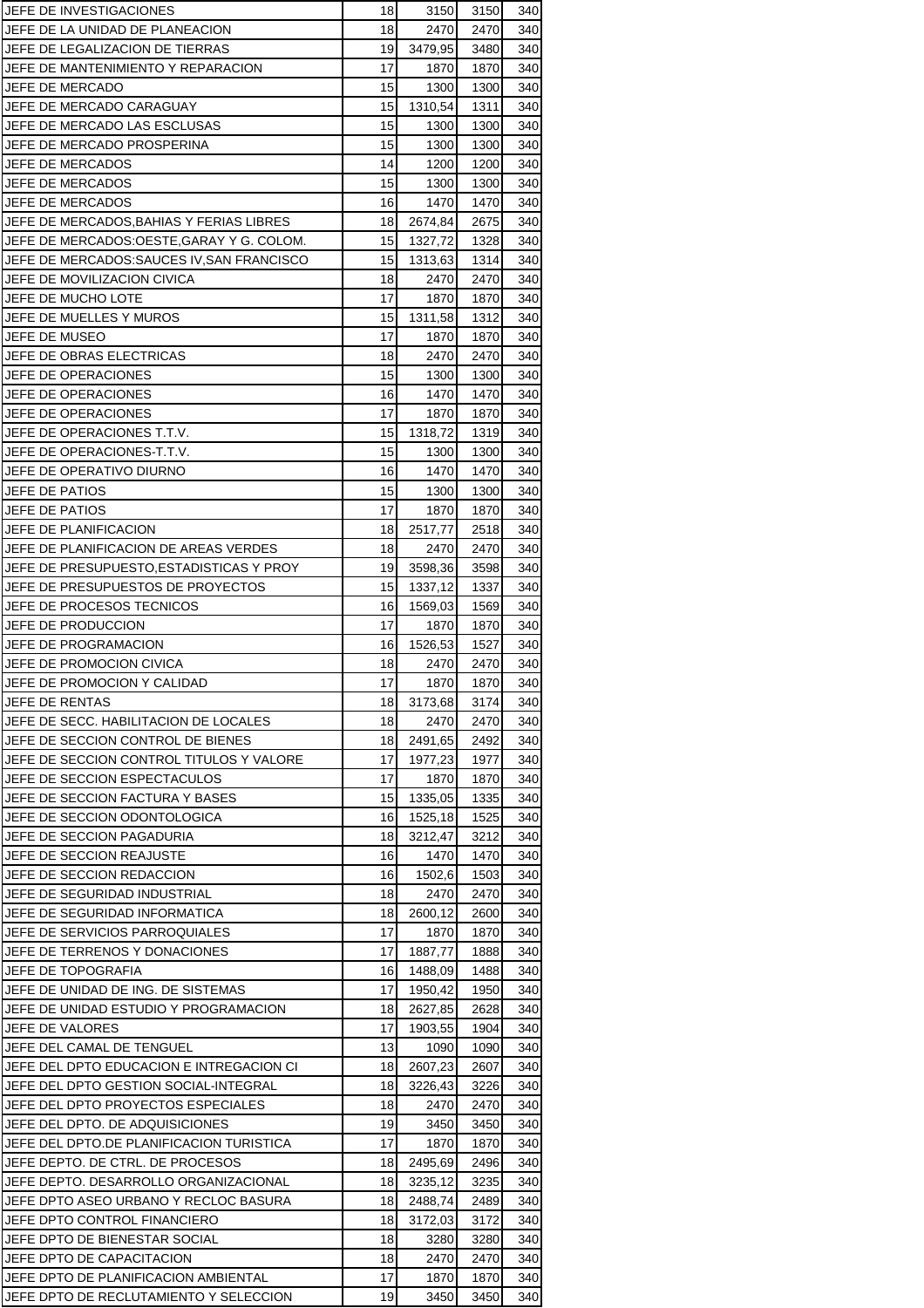| | | | | |
|---|---|---|---|---|
| JEFE DE INVESTIGACIONES | 18 | 3150 | 3150 | 340 |
| JEFE DE LA UNIDAD DE PLANEACION | 18 | 2470 | 2470 | 340 |
| JEFE DE LEGALIZACION DE TIERRAS | 19 | 3479,95 | 3480 | 340 |
| JEFE DE MANTENIMIENTO Y REPARACION | 17 | 1870 | 1870 | 340 |
| JEFE DE MERCADO | 15 | 1300 | 1300 | 340 |
| JEFE DE MERCADO CARAGUAY | 15 | 1310,54 | 1311 | 340 |
| JEFE DE MERCADO LAS ESCLUSAS | 15 | 1300 | 1300 | 340 |
| JEFE DE MERCADO PROSPERINA | 15 | 1300 | 1300 | 340 |
| JEFE DE MERCADOS | 14 | 1200 | 1200 | 340 |
| JEFE DE MERCADOS | 15 | 1300 | 1300 | 340 |
| JEFE DE MERCADOS | 16 | 1470 | 1470 | 340 |
| JEFE DE MERCADOS,BAHIAS Y FERIAS LIBRES | 18 | 2674,84 | 2675 | 340 |
| JEFE DE MERCADOS:OESTE,GARAY Y G. COLOM. | 15 | 1327,72 | 1328 | 340 |
| JEFE DE MERCADOS:SAUCES IV,SAN FRANCISCO | 15 | 1313,63 | 1314 | 340 |
| JEFE DE MOVILIZACION CIVICA | 18 | 2470 | 2470 | 340 |
| JEFE DE MUCHO LOTE | 17 | 1870 | 1870 | 340 |
| JEFE DE MUELLES Y MUROS | 15 | 1311,58 | 1312 | 340 |
| JEFE DE MUSEO | 17 | 1870 | 1870 | 340 |
| JEFE DE OBRAS ELECTRICAS | 18 | 2470 | 2470 | 340 |
| JEFE DE OPERACIONES | 15 | 1300 | 1300 | 340 |
| JEFE DE OPERACIONES | 16 | 1470 | 1470 | 340 |
| JEFE DE OPERACIONES | 17 | 1870 | 1870 | 340 |
| JEFE DE OPERACIONES T.T.V. | 15 | 1318,72 | 1319 | 340 |
| JEFE DE OPERACIONES-T.T.V. | 15 | 1300 | 1300 | 340 |
| JEFE DE OPERATIVO DIURNO | 16 | 1470 | 1470 | 340 |
| JEFE DE PATIOS | 15 | 1300 | 1300 | 340 |
| JEFE DE PATIOS | 17 | 1870 | 1870 | 340 |
| JEFE DE PLANIFICACION | 18 | 2517,77 | 2518 | 340 |
| JEFE DE PLANIFICACION DE AREAS VERDES | 18 | 2470 | 2470 | 340 |
| JEFE DE PRESUPUESTO,ESTADISTICAS Y PROY | 19 | 3598,36 | 3598 | 340 |
| JEFE DE PRESUPUESTOS DE PROYECTOS | 15 | 1337,12 | 1337 | 340 |
| JEFE DE PROCESOS TECNICOS | 16 | 1569,03 | 1569 | 340 |
| JEFE DE PRODUCCION | 17 | 1870 | 1870 | 340 |
| JEFE DE PROGRAMACION | 16 | 1526,53 | 1527 | 340 |
| JEFE DE PROMOCION CIVICA | 18 | 2470 | 2470 | 340 |
| JEFE DE PROMOCION Y CALIDAD | 17 | 1870 | 1870 | 340 |
| JEFE DE RENTAS | 18 | 3173,68 | 3174 | 340 |
| JEFE DE SECC. HABILITACION DE LOCALES | 18 | 2470 | 2470 | 340 |
| JEFE DE SECCION CONTROL DE BIENES | 18 | 2491,65 | 2492 | 340 |
| JEFE DE SECCION CONTROL TITULOS Y VALORE | 17 | 1977,23 | 1977 | 340 |
| JEFE DE SECCION ESPECTACULOS | 17 | 1870 | 1870 | 340 |
| JEFE DE SECCION FACTURA Y BASES | 15 | 1335,05 | 1335 | 340 |
| JEFE DE SECCION ODONTOLOGICA | 16 | 1525,18 | 1525 | 340 |
| JEFE DE SECCION PAGADURIA | 18 | 3212,47 | 3212 | 340 |
| JEFE DE SECCION REAJUSTE | 16 | 1470 | 1470 | 340 |
| JEFE DE SECCION REDACCION | 16 | 1502,6 | 1503 | 340 |
| JEFE DE SEGURIDAD INDUSTRIAL | 18 | 2470 | 2470 | 340 |
| JEFE DE SEGURIDAD INFORMATICA | 18 | 2600,12 | 2600 | 340 |
| JEFE DE SERVICIOS PARROQUIALES | 17 | 1870 | 1870 | 340 |
| JEFE DE TERRENOS Y DONACIONES | 17 | 1887,77 | 1888 | 340 |
| JEFE DE TOPOGRAFIA | 16 | 1488,09 | 1488 | 340 |
| JEFE DE UNIDAD DE ING. DE SISTEMAS | 17 | 1950,42 | 1950 | 340 |
| JEFE DE UNIDAD ESTUDIO Y PROGRAMACION | 18 | 2627,85 | 2628 | 340 |
| JEFE DE VALORES | 17 | 1903,55 | 1904 | 340 |
| JEFE DEL CAMAL DE TENGUEL | 13 | 1090 | 1090 | 340 |
| JEFE DEL DPTO EDUCACION E INTREGACION CI | 18 | 2607,23 | 2607 | 340 |
| JEFE DEL DPTO GESTION SOCIAL-INTEGRAL | 18 | 3226,43 | 3226 | 340 |
| JEFE DEL DPTO PROYECTOS ESPECIALES | 18 | 2470 | 2470 | 340 |
| JEFE DEL DPTO. DE ADQUISICIONES | 19 | 3450 | 3450 | 340 |
| JEFE DEL DPTO.DE PLANIFICACION TURISTICA | 17 | 1870 | 1870 | 340 |
| JEFE DEPTO. DE CTRL. DE PROCESOS | 18 | 2495,69 | 2496 | 340 |
| JEFE DEPTO. DESARROLLO ORGANIZACIONAL | 18 | 3235,12 | 3235 | 340 |
| JEFE DPTO ASEO URBANO Y RECLOC BASURA | 18 | 2488,74 | 2489 | 340 |
| JEFE DPTO CONTROL FINANCIERO | 18 | 3172,03 | 3172 | 340 |
| JEFE DPTO DE BIENESTAR SOCIAL | 18 | 3280 | 3280 | 340 |
| JEFE DPTO DE CAPACITACION | 18 | 2470 | 2470 | 340 |
| JEFE DPTO DE PLANIFICACION AMBIENTAL | 17 | 1870 | 1870 | 340 |
| JEFE DPTO DE RECLUTAMIENTO Y SELECCION | 19 | 3450 | 3450 | 340 |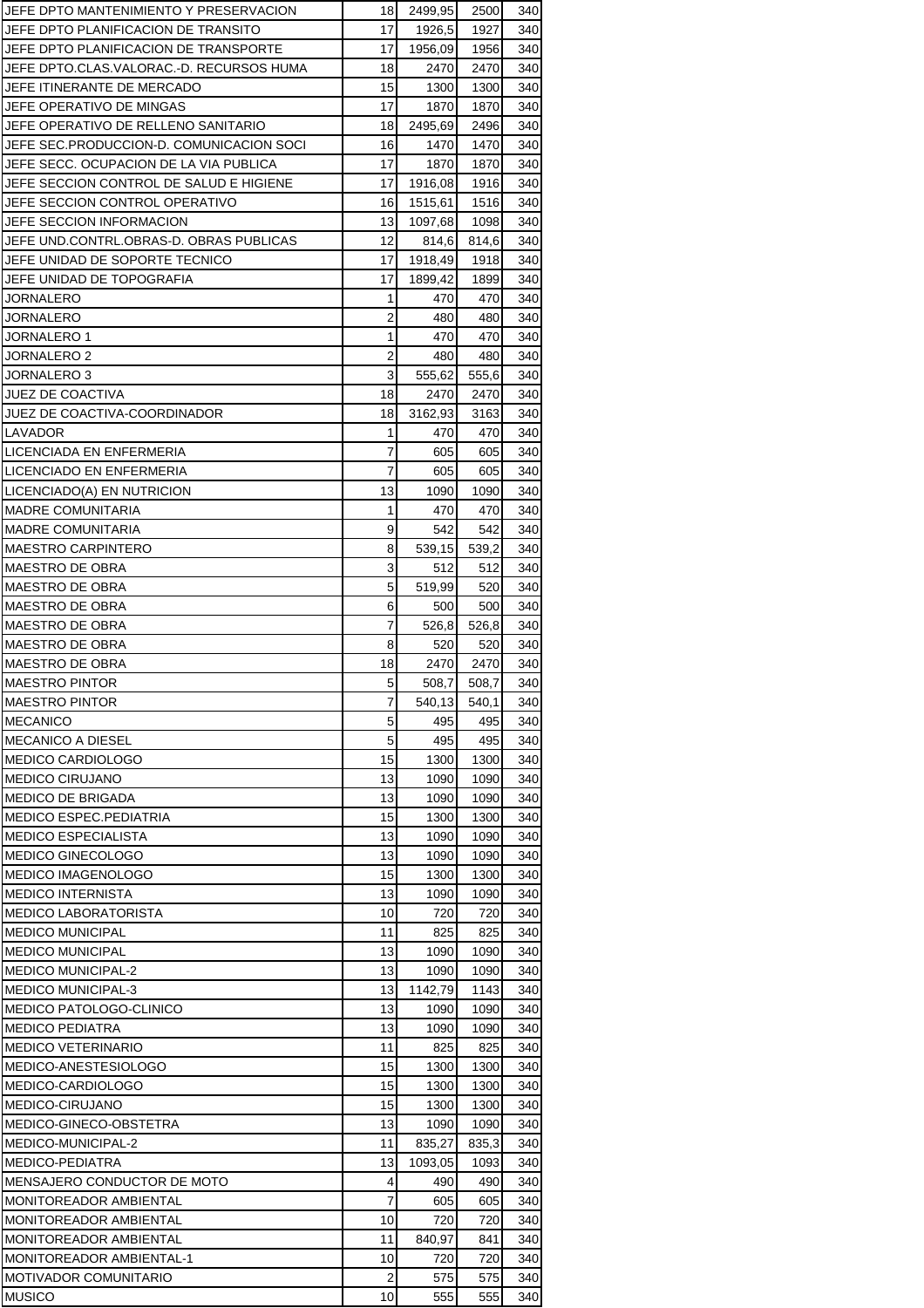| | | | | |
|---|---|---|---|---|
| JEFE DPTO MANTENIMIENTO Y PRESERVACION | 18 | 2499,95 | 2500 | 340 |
| JEFE DPTO PLANIFICACION DE TRANSITO | 17 | 1926,5 | 1927 | 340 |
| JEFE DPTO PLANIFICACION DE TRANSPORTE | 17 | 1956,09 | 1956 | 340 |
| JEFE DPTO.CLAS.VALORAC.-D. RECURSOS HUMA | 18 | 2470 | 2470 | 340 |
| JEFE ITINERANTE DE MERCADO | 15 | 1300 | 1300 | 340 |
| JEFE OPERATIVO DE MINGAS | 17 | 1870 | 1870 | 340 |
| JEFE OPERATIVO DE RELLENO SANITARIO | 18 | 2495,69 | 2496 | 340 |
| JEFE SEC.PRODUCCION-D. COMUNICACION SOCI | 16 | 1470 | 1470 | 340 |
| JEFE SECC. OCUPACION DE LA VIA PUBLICA | 17 | 1870 | 1870 | 340 |
| JEFE SECCION CONTROL DE SALUD E HIGIENE | 17 | 1916,08 | 1916 | 340 |
| JEFE SECCION CONTROL OPERATIVO | 16 | 1515,61 | 1516 | 340 |
| JEFE SECCION INFORMACION | 13 | 1097,68 | 1098 | 340 |
| JEFE UND.CONTRL.OBRAS-D. OBRAS PUBLICAS | 12 | 814,6 | 814,6 | 340 |
| JEFE UNIDAD DE SOPORTE TECNICO | 17 | 1918,49 | 1918 | 340 |
| JEFE UNIDAD DE TOPOGRAFIA | 17 | 1899,42 | 1899 | 340 |
| JORNALERO | 1 | 470 | 470 | 340 |
| JORNALERO | 2 | 480 | 480 | 340 |
| JORNALERO 1 | 1 | 470 | 470 | 340 |
| JORNALERO 2 | 2 | 480 | 480 | 340 |
| JORNALERO 3 | 3 | 555,62 | 555,6 | 340 |
| JUEZ DE COACTIVA | 18 | 2470 | 2470 | 340 |
| JUEZ DE COACTIVA-COORDINADOR | 18 | 3162,93 | 3163 | 340 |
| LAVADOR | 1 | 470 | 470 | 340 |
| LICENCIADA EN ENFERMERIA | 7 | 605 | 605 | 340 |
| LICENCIADO EN ENFERMERIA | 7 | 605 | 605 | 340 |
| LICENCIADO(A) EN NUTRICION | 13 | 1090 | 1090 | 340 |
| MADRE COMUNITARIA | 1 | 470 | 470 | 340 |
| MADRE COMUNITARIA | 9 | 542 | 542 | 340 |
| MAESTRO CARPINTERO | 8 | 539,15 | 539,2 | 340 |
| MAESTRO DE OBRA | 3 | 512 | 512 | 340 |
| MAESTRO DE OBRA | 5 | 519,99 | 520 | 340 |
| MAESTRO DE OBRA | 6 | 500 | 500 | 340 |
| MAESTRO DE OBRA | 7 | 526,8 | 526,8 | 340 |
| MAESTRO DE OBRA | 8 | 520 | 520 | 340 |
| MAESTRO DE OBRA | 18 | 2470 | 2470 | 340 |
| MAESTRO PINTOR | 5 | 508,7 | 508,7 | 340 |
| MAESTRO PINTOR | 7 | 540,13 | 540,1 | 340 |
| MECANICO | 5 | 495 | 495 | 340 |
| MECANICO A DIESEL | 5 | 495 | 495 | 340 |
| MEDICO CARDIOLOGO | 15 | 1300 | 1300 | 340 |
| MEDICO CIRUJANO | 13 | 1090 | 1090 | 340 |
| MEDICO DE BRIGADA | 13 | 1090 | 1090 | 340 |
| MEDICO ESPEC.PEDIATRIA | 15 | 1300 | 1300 | 340 |
| MEDICO ESPECIALISTA | 13 | 1090 | 1090 | 340 |
| MEDICO GINECOLOGO | 13 | 1090 | 1090 | 340 |
| MEDICO IMAGENOLOGO | 15 | 1300 | 1300 | 340 |
| MEDICO INTERNISTA | 13 | 1090 | 1090 | 340 |
| MEDICO LABORATORISTA | 10 | 720 | 720 | 340 |
| MEDICO MUNICIPAL | 11 | 825 | 825 | 340 |
| MEDICO MUNICIPAL | 13 | 1090 | 1090 | 340 |
| MEDICO MUNICIPAL-2 | 13 | 1090 | 1090 | 340 |
| MEDICO MUNICIPAL-3 | 13 | 1142,79 | 1143 | 340 |
| MEDICO PATOLOGO-CLINICO | 13 | 1090 | 1090 | 340 |
| MEDICO PEDIATRA | 13 | 1090 | 1090 | 340 |
| MEDICO VETERINARIO | 11 | 825 | 825 | 340 |
| MEDICO-ANESTESIOLOGO | 15 | 1300 | 1300 | 340 |
| MEDICO-CARDIOLOGO | 15 | 1300 | 1300 | 340 |
| MEDICO-CIRUJANO | 15 | 1300 | 1300 | 340 |
| MEDICO-GINECO-OBSTETRA | 13 | 1090 | 1090 | 340 |
| MEDICO-MUNICIPAL-2 | 11 | 835,27 | 835,3 | 340 |
| MEDICO-PEDIATRA | 13 | 1093,05 | 1093 | 340 |
| MENSAJERO CONDUCTOR DE MOTO | 4 | 490 | 490 | 340 |
| MONITOREADOR AMBIENTAL | 7 | 605 | 605 | 340 |
| MONITOREADOR AMBIENTAL | 10 | 720 | 720 | 340 |
| MONITOREADOR AMBIENTAL | 11 | 840,97 | 841 | 340 |
| MONITOREADOR AMBIENTAL-1 | 10 | 720 | 720 | 340 |
| MOTIVADOR COMUNITARIO | 2 | 575 | 575 | 340 |
| MUSICO | 10 | 555 | 555 | 340 |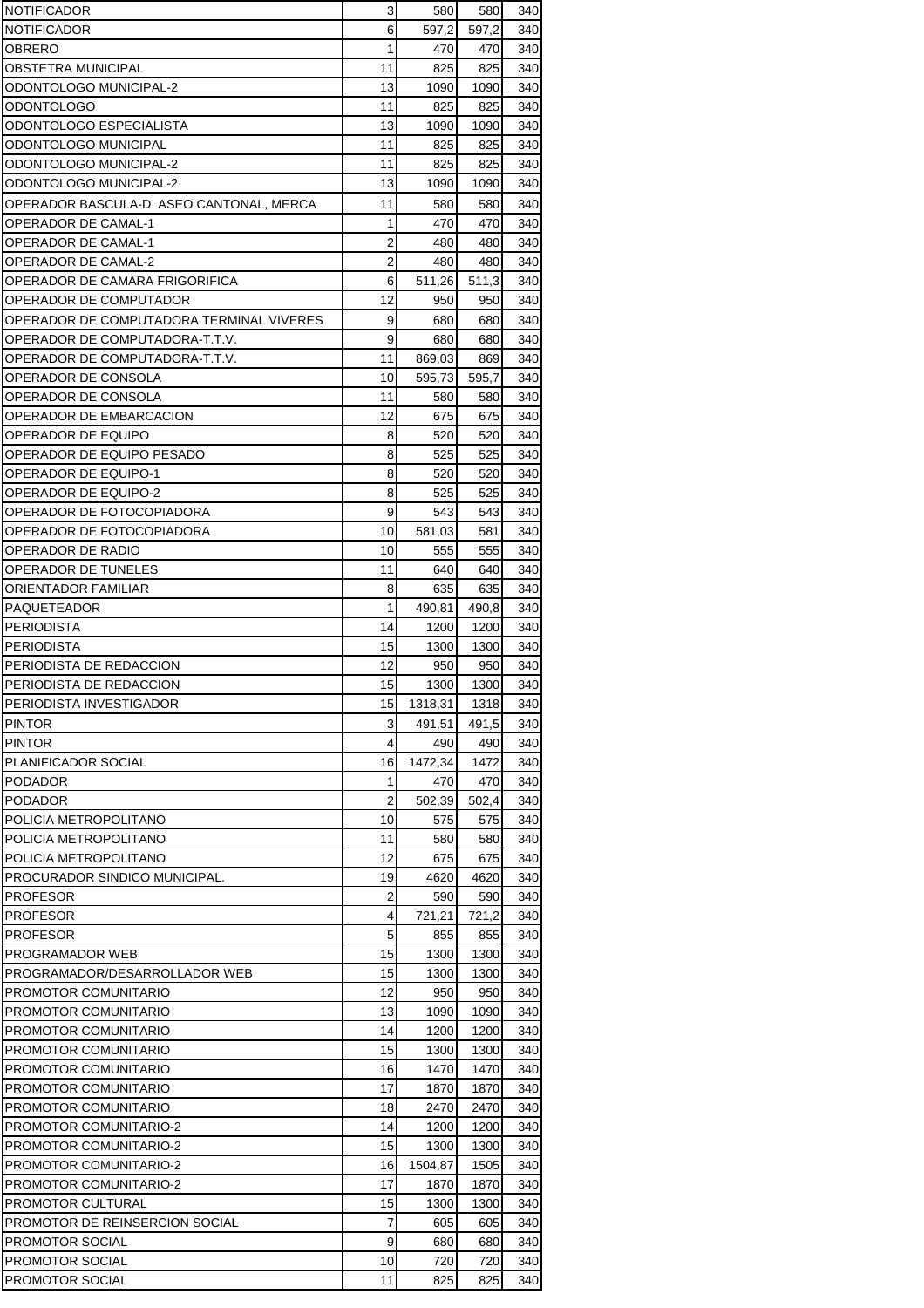| | | | | |
|---|---|---|---|---|
| NOTIFICADOR | 3 | 580 | 580 | 340 |
| NOTIFICADOR | 6 | 597,2 | 597,2 | 340 |
| OBRERO | 1 | 470 | 470 | 340 |
| OBSTETRA MUNICIPAL | 11 | 825 | 825 | 340 |
| ODONTOLOGO MUNICIPAL-2 | 13 | 1090 | 1090 | 340 |
| ODONTOLOGO | 11 | 825 | 825 | 340 |
| ODONTOLOGO ESPECIALISTA | 13 | 1090 | 1090 | 340 |
| ODONTOLOGO MUNICIPAL | 11 | 825 | 825 | 340 |
| ODONTOLOGO MUNICIPAL-2 | 11 | 825 | 825 | 340 |
| ODONTOLOGO MUNICIPAL-2 | 13 | 1090 | 1090 | 340 |
| OPERADOR BASCULA-D. ASEO CANTONAL, MERCA | 11 | 580 | 580 | 340 |
| OPERADOR DE CAMAL-1 | 1 | 470 | 470 | 340 |
| OPERADOR DE CAMAL-1 | 2 | 480 | 480 | 340 |
| OPERADOR DE CAMAL-2 | 2 | 480 | 480 | 340 |
| OPERADOR DE CAMARA FRIGORIFICA | 6 | 511,26 | 511,3 | 340 |
| OPERADOR DE COMPUTADOR | 12 | 950 | 950 | 340 |
| OPERADOR DE COMPUTADORA TERMINAL VIVERES | 9 | 680 | 680 | 340 |
| OPERADOR DE COMPUTADORA-T.T.V. | 9 | 680 | 680 | 340 |
| OPERADOR DE COMPUTADORA-T.T.V. | 11 | 869,03 | 869 | 340 |
| OPERADOR DE CONSOLA | 10 | 595,73 | 595,7 | 340 |
| OPERADOR DE CONSOLA | 11 | 580 | 580 | 340 |
| OPERADOR DE EMBARCACION | 12 | 675 | 675 | 340 |
| OPERADOR DE EQUIPO | 8 | 520 | 520 | 340 |
| OPERADOR DE EQUIPO PESADO | 8 | 525 | 525 | 340 |
| OPERADOR DE EQUIPO-1 | 8 | 520 | 520 | 340 |
| OPERADOR DE EQUIPO-2 | 8 | 525 | 525 | 340 |
| OPERADOR DE FOTOCOPIADORA | 9 | 543 | 543 | 340 |
| OPERADOR DE FOTOCOPIADORA | 10 | 581,03 | 581 | 340 |
| OPERADOR DE RADIO | 10 | 555 | 555 | 340 |
| OPERADOR DE TUNELES | 11 | 640 | 640 | 340 |
| ORIENTADOR FAMILIAR | 8 | 635 | 635 | 340 |
| PAQUETEADOR | 1 | 490,81 | 490,8 | 340 |
| PERIODISTA | 14 | 1200 | 1200 | 340 |
| PERIODISTA | 15 | 1300 | 1300 | 340 |
| PERIODISTA DE REDACCION | 12 | 950 | 950 | 340 |
| PERIODISTA DE REDACCION | 15 | 1300 | 1300 | 340 |
| PERIODISTA INVESTIGADOR | 15 | 1318,31 | 1318 | 340 |
| PINTOR | 3 | 491,51 | 491,5 | 340 |
| PINTOR | 4 | 490 | 490 | 340 |
| PLANIFICADOR SOCIAL | 16 | 1472,34 | 1472 | 340 |
| PODADOR | 1 | 470 | 470 | 340 |
| PODADOR | 2 | 502,39 | 502,4 | 340 |
| POLICIA METROPOLITANO | 10 | 575 | 575 | 340 |
| POLICIA METROPOLITANO | 11 | 580 | 580 | 340 |
| POLICIA METROPOLITANO | 12 | 675 | 675 | 340 |
| PROCURADOR SINDICO MUNICIPAL. | 19 | 4620 | 4620 | 340 |
| PROFESOR | 2 | 590 | 590 | 340 |
| PROFESOR | 4 | 721,21 | 721,2 | 340 |
| PROFESOR | 5 | 855 | 855 | 340 |
| PROGRAMADOR WEB | 15 | 1300 | 1300 | 340 |
| PROGRAMADOR/DESARROLLADOR WEB | 15 | 1300 | 1300 | 340 |
| PROMOTOR COMUNITARIO | 12 | 950 | 950 | 340 |
| PROMOTOR COMUNITARIO | 13 | 1090 | 1090 | 340 |
| PROMOTOR COMUNITARIO | 14 | 1200 | 1200 | 340 |
| PROMOTOR COMUNITARIO | 15 | 1300 | 1300 | 340 |
| PROMOTOR COMUNITARIO | 16 | 1470 | 1470 | 340 |
| PROMOTOR COMUNITARIO | 17 | 1870 | 1870 | 340 |
| PROMOTOR COMUNITARIO | 18 | 2470 | 2470 | 340 |
| PROMOTOR COMUNITARIO-2 | 14 | 1200 | 1200 | 340 |
| PROMOTOR COMUNITARIO-2 | 15 | 1300 | 1300 | 340 |
| PROMOTOR COMUNITARIO-2 | 16 | 1504,87 | 1505 | 340 |
| PROMOTOR COMUNITARIO-2 | 17 | 1870 | 1870 | 340 |
| PROMOTOR CULTURAL | 15 | 1300 | 1300 | 340 |
| PROMOTOR DE REINSERCION SOCIAL | 7 | 605 | 605 | 340 |
| PROMOTOR SOCIAL | 9 | 680 | 680 | 340 |
| PROMOTOR SOCIAL | 10 | 720 | 720 | 340 |
| PROMOTOR SOCIAL | 11 | 825 | 825 | 340 |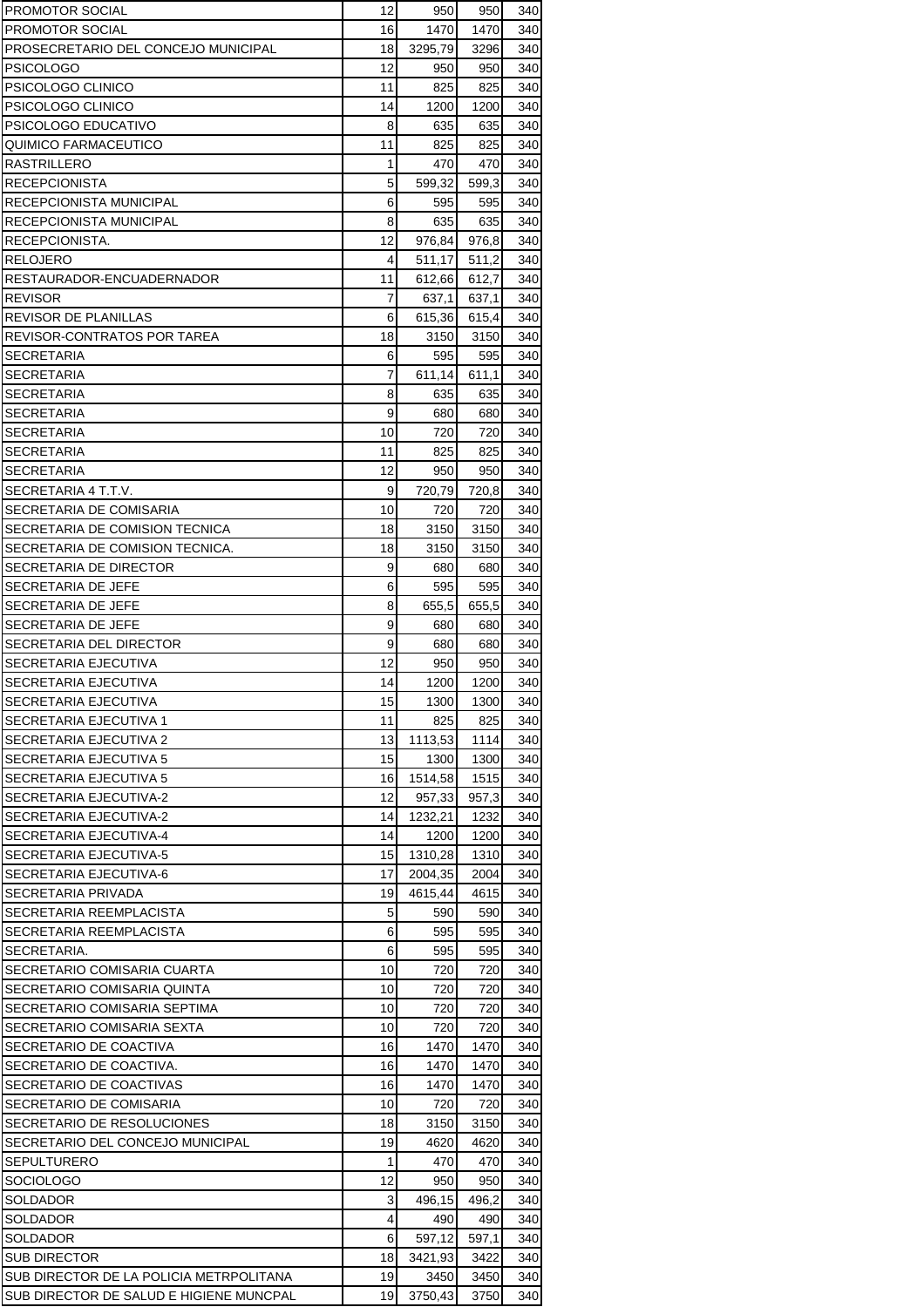| | | | | |
|---|---|---|---|---|
| PROMOTOR SOCIAL | 12 | 950 | 950 | 340 |
| PROMOTOR SOCIAL | 16 | 1470 | 1470 | 340 |
| PROSECRETARIO DEL CONCEJO MUNICIPAL | 18 | 3295,79 | 3296 | 340 |
| PSICOLOGO | 12 | 950 | 950 | 340 |
| PSICOLOGO CLINICO | 11 | 825 | 825 | 340 |
| PSICOLOGO CLINICO | 14 | 1200 | 1200 | 340 |
| PSICOLOGO EDUCATIVO | 8 | 635 | 635 | 340 |
| QUIMICO FARMACEUTICO | 11 | 825 | 825 | 340 |
| RASTRILLERO | 1 | 470 | 470 | 340 |
| RECEPCIONISTA | 5 | 599,32 | 599,3 | 340 |
| RECEPCIONISTA MUNICIPAL | 6 | 595 | 595 | 340 |
| RECEPCIONISTA MUNICIPAL | 8 | 635 | 635 | 340 |
| RECEPCIONISTA. | 12 | 976,84 | 976,8 | 340 |
| RELOJERO | 4 | 511,17 | 511,2 | 340 |
| RESTAURADOR-ENCUADERNADOR | 11 | 612,66 | 612,7 | 340 |
| REVISOR | 7 | 637,1 | 637,1 | 340 |
| REVISOR DE PLANILLAS | 6 | 615,36 | 615,4 | 340 |
| REVISOR-CONTRATOS POR TAREA | 18 | 3150 | 3150 | 340 |
| SECRETARIA | 6 | 595 | 595 | 340 |
| SECRETARIA | 7 | 611,14 | 611,1 | 340 |
| SECRETARIA | 8 | 635 | 635 | 340 |
| SECRETARIA | 9 | 680 | 680 | 340 |
| SECRETARIA | 10 | 720 | 720 | 340 |
| SECRETARIA | 11 | 825 | 825 | 340 |
| SECRETARIA | 12 | 950 | 950 | 340 |
| SECRETARIA 4 T.T.V. | 9 | 720,79 | 720,8 | 340 |
| SECRETARIA DE COMISARIA | 10 | 720 | 720 | 340 |
| SECRETARIA DE COMISION TECNICA | 18 | 3150 | 3150 | 340 |
| SECRETARIA DE COMISION TECNICA. | 18 | 3150 | 3150 | 340 |
| SECRETARIA DE DIRECTOR | 9 | 680 | 680 | 340 |
| SECRETARIA DE JEFE | 6 | 595 | 595 | 340 |
| SECRETARIA DE JEFE | 8 | 655,5 | 655,5 | 340 |
| SECRETARIA DE JEFE | 9 | 680 | 680 | 340 |
| SECRETARIA DEL DIRECTOR | 9 | 680 | 680 | 340 |
| SECRETARIA EJECUTIVA | 12 | 950 | 950 | 340 |
| SECRETARIA EJECUTIVA | 14 | 1200 | 1200 | 340 |
| SECRETARIA EJECUTIVA | 15 | 1300 | 1300 | 340 |
| SECRETARIA EJECUTIVA 1 | 11 | 825 | 825 | 340 |
| SECRETARIA EJECUTIVA 2 | 13 | 1113,53 | 1114 | 340 |
| SECRETARIA EJECUTIVA 5 | 15 | 1300 | 1300 | 340 |
| SECRETARIA EJECUTIVA 5 | 16 | 1514,58 | 1515 | 340 |
| SECRETARIA EJECUTIVA-2 | 12 | 957,33 | 957,3 | 340 |
| SECRETARIA EJECUTIVA-2 | 14 | 1232,21 | 1232 | 340 |
| SECRETARIA EJECUTIVA-4 | 14 | 1200 | 1200 | 340 |
| SECRETARIA EJECUTIVA-5 | 15 | 1310,28 | 1310 | 340 |
| SECRETARIA EJECUTIVA-6 | 17 | 2004,35 | 2004 | 340 |
| SECRETARIA PRIVADA | 19 | 4615,44 | 4615 | 340 |
| SECRETARIA REEMPLACISTA | 5 | 590 | 590 | 340 |
| SECRETARIA REEMPLACISTA | 6 | 595 | 595 | 340 |
| SECRETARIA. | 6 | 595 | 595 | 340 |
| SECRETARIO COMISARIA CUARTA | 10 | 720 | 720 | 340 |
| SECRETARIO COMISARIA QUINTA | 10 | 720 | 720 | 340 |
| SECRETARIO COMISARIA SEPTIMA | 10 | 720 | 720 | 340 |
| SECRETARIO COMISARIA SEXTA | 10 | 720 | 720 | 340 |
| SECRETARIO DE COACTIVA | 16 | 1470 | 1470 | 340 |
| SECRETARIO DE COACTIVA. | 16 | 1470 | 1470 | 340 |
| SECRETARIO DE COACTIVAS | 16 | 1470 | 1470 | 340 |
| SECRETARIO DE COMISARIA | 10 | 720 | 720 | 340 |
| SECRETARIO DE RESOLUCIONES | 18 | 3150 | 3150 | 340 |
| SECRETARIO DEL CONCEJO MUNICIPAL | 19 | 4620 | 4620 | 340 |
| SEPULTURERO | 1 | 470 | 470 | 340 |
| SOCIOLOGO | 12 | 950 | 950 | 340 |
| SOLDADOR | 3 | 496,15 | 496,2 | 340 |
| SOLDADOR | 4 | 490 | 490 | 340 |
| SOLDADOR | 6 | 597,12 | 597,1 | 340 |
| SUB DIRECTOR | 18 | 3421,93 | 3422 | 340 |
| SUB DIRECTOR DE LA POLICIA METRPOLITANA | 19 | 3450 | 3450 | 340 |
| SUB DIRECTOR DE SALUD E HIGIENE MUNCPAL | 19 | 3750,43 | 3750 | 340 |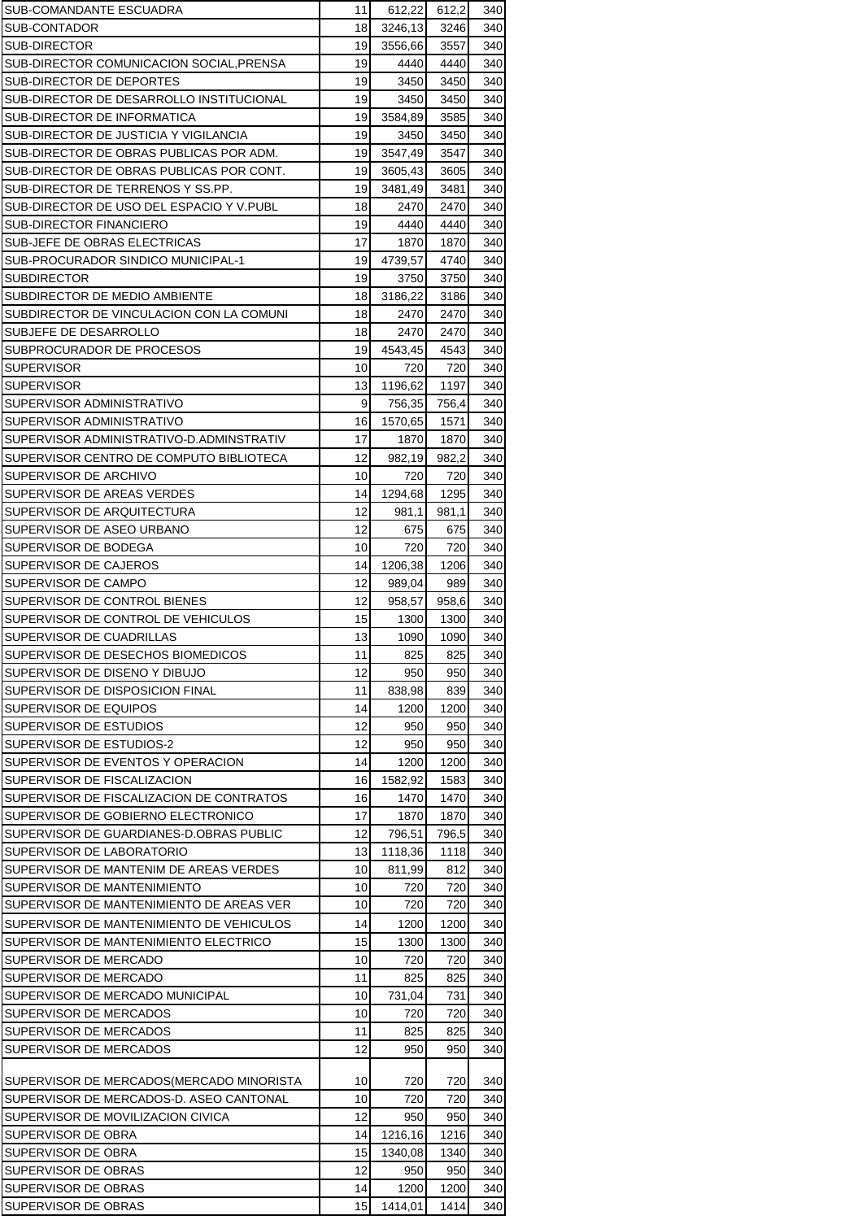| | | | | |
|---|---|---|---|---|
| SUB-COMANDANTE ESCUADRA | 11 | 612,22 | 612,2 | 340 |
| SUB-CONTADOR | 18 | 3246,13 | 3246 | 340 |
| SUB-DIRECTOR | 19 | 3556,66 | 3557 | 340 |
| SUB-DIRECTOR COMUNICACION SOCIAL,PRENSA | 19 | 4440 | 4440 | 340 |
| SUB-DIRECTOR DE DEPORTES | 19 | 3450 | 3450 | 340 |
| SUB-DIRECTOR DE DESARROLLO INSTITUCIONAL | 19 | 3450 | 3450 | 340 |
| SUB-DIRECTOR DE INFORMATICA | 19 | 3584,89 | 3585 | 340 |
| SUB-DIRECTOR DE JUSTICIA Y VIGILANCIA | 19 | 3450 | 3450 | 340 |
| SUB-DIRECTOR DE OBRAS PUBLICAS POR ADM. | 19 | 3547,49 | 3547 | 340 |
| SUB-DIRECTOR DE OBRAS PUBLICAS POR CONT. | 19 | 3605,43 | 3605 | 340 |
| SUB-DIRECTOR DE TERRENOS Y SS.PP. | 19 | 3481,49 | 3481 | 340 |
| SUB-DIRECTOR DE USO DEL ESPACIO Y V.PUBL | 18 | 2470 | 2470 | 340 |
| SUB-DIRECTOR FINANCIERO | 19 | 4440 | 4440 | 340 |
| SUB-JEFE DE OBRAS ELECTRICAS | 17 | 1870 | 1870 | 340 |
| SUB-PROCURADOR SINDICO MUNICIPAL-1 | 19 | 4739,57 | 4740 | 340 |
| SUBDIRECTOR | 19 | 3750 | 3750 | 340 |
| SUBDIRECTOR DE MEDIO AMBIENTE | 18 | 3186,22 | 3186 | 340 |
| SUBDIRECTOR DE VINCULACION CON LA COMUNI | 18 | 2470 | 2470 | 340 |
| SUBJEFE DE DESARROLLO | 18 | 2470 | 2470 | 340 |
| SUBPROCURADOR DE PROCESOS | 19 | 4543,45 | 4543 | 340 |
| SUPERVISOR | 10 | 720 | 720 | 340 |
| SUPERVISOR | 13 | 1196,62 | 1197 | 340 |
| SUPERVISOR ADMINISTRATIVO | 9 | 756,35 | 756,4 | 340 |
| SUPERVISOR ADMINISTRATIVO | 16 | 1570,65 | 1571 | 340 |
| SUPERVISOR ADMINISTRATIVO-D.ADMINSTRATIV | 17 | 1870 | 1870 | 340 |
| SUPERVISOR CENTRO DE COMPUTO BIBLIOTECA | 12 | 982,19 | 982,2 | 340 |
| SUPERVISOR DE ARCHIVO | 10 | 720 | 720 | 340 |
| SUPERVISOR DE AREAS VERDES | 14 | 1294,68 | 1295 | 340 |
| SUPERVISOR DE ARQUITECTURA | 12 | 981,1 | 981,1 | 340 |
| SUPERVISOR DE ASEO URBANO | 12 | 675 | 675 | 340 |
| SUPERVISOR DE BODEGA | 10 | 720 | 720 | 340 |
| SUPERVISOR DE CAJEROS | 14 | 1206,38 | 1206 | 340 |
| SUPERVISOR DE CAMPO | 12 | 989,04 | 989 | 340 |
| SUPERVISOR DE CONTROL BIENES | 12 | 958,57 | 958,6 | 340 |
| SUPERVISOR DE CONTROL DE VEHICULOS | 15 | 1300 | 1300 | 340 |
| SUPERVISOR DE CUADRILLAS | 13 | 1090 | 1090 | 340 |
| SUPERVISOR DE DESECHOS BIOMEDICOS | 11 | 825 | 825 | 340 |
| SUPERVISOR DE DISENO Y DIBUJO | 12 | 950 | 950 | 340 |
| SUPERVISOR DE DISPOSICION FINAL | 11 | 838,98 | 839 | 340 |
| SUPERVISOR DE EQUIPOS | 14 | 1200 | 1200 | 340 |
| SUPERVISOR DE ESTUDIOS | 12 | 950 | 950 | 340 |
| SUPERVISOR DE ESTUDIOS-2 | 12 | 950 | 950 | 340 |
| SUPERVISOR DE EVENTOS Y OPERACION | 14 | 1200 | 1200 | 340 |
| SUPERVISOR DE FISCALIZACION | 16 | 1582,92 | 1583 | 340 |
| SUPERVISOR DE FISCALIZACION DE CONTRATOS | 16 | 1470 | 1470 | 340 |
| SUPERVISOR DE GOBIERNO ELECTRONICO | 17 | 1870 | 1870 | 340 |
| SUPERVISOR DE GUARDIANES-D.OBRAS PUBLIC | 12 | 796,51 | 796,5 | 340 |
| SUPERVISOR DE LABORATORIO | 13 | 1118,36 | 1118 | 340 |
| SUPERVISOR DE MANTENIM DE AREAS VERDES | 10 | 811,99 | 812 | 340 |
| SUPERVISOR DE MANTENIMIENTO | 10 | 720 | 720 | 340 |
| SUPERVISOR DE MANTENIMIENTO DE AREAS VER | 10 | 720 | 720 | 340 |
| SUPERVISOR DE MANTENIMIENTO DE VEHICULOS | 14 | 1200 | 1200 | 340 |
| SUPERVISOR DE MANTENIMIENTO ELECTRICO | 15 | 1300 | 1300 | 340 |
| SUPERVISOR DE MERCADO | 10 | 720 | 720 | 340 |
| SUPERVISOR DE MERCADO | 11 | 825 | 825 | 340 |
| SUPERVISOR DE MERCADO MUNICIPAL | 10 | 731,04 | 731 | 340 |
| SUPERVISOR DE MERCADOS | 10 | 720 | 720 | 340 |
| SUPERVISOR DE MERCADOS | 11 | 825 | 825 | 340 |
| SUPERVISOR DE MERCADOS | 12 | 950 | 950 | 340 |
| SUPERVISOR DE MERCADOS(MERCADO MINORISTA | 10 | 720 | 720 | 340 |
| SUPERVISOR DE MERCADOS-D. ASEO CANTONAL | 10 | 720 | 720 | 340 |
| SUPERVISOR DE MOVILIZACION CIVICA | 12 | 950 | 950 | 340 |
| SUPERVISOR DE OBRA | 14 | 1216,16 | 1216 | 340 |
| SUPERVISOR DE OBRA | 15 | 1340,08 | 1340 | 340 |
| SUPERVISOR DE OBRAS | 12 | 950 | 950 | 340 |
| SUPERVISOR DE OBRAS | 14 | 1200 | 1200 | 340 |
| SUPERVISOR DE OBRAS | 15 | 1414,01 | 1414 | 340 |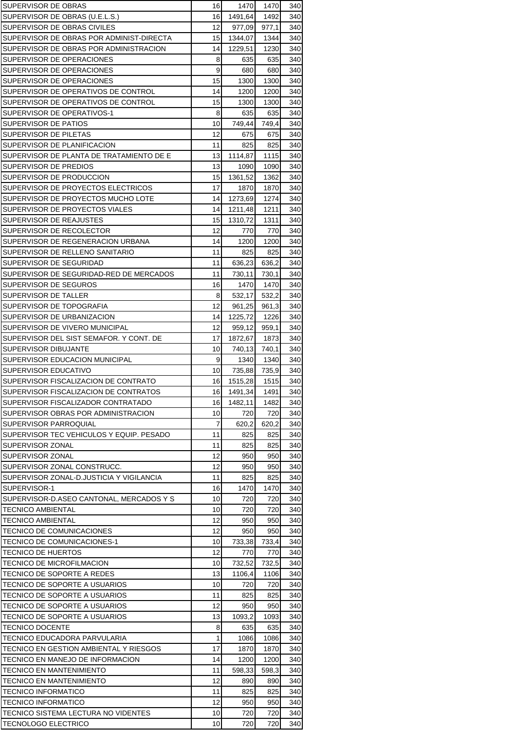| | | | | |
|---|---|---|---|---|
| SUPERVISOR DE OBRAS | 16 | 1470 | 1470 | 340 |
| SUPERVISOR DE OBRAS (U.E.L.S.) | 16 | 1491,64 | 1492 | 340 |
| SUPERVISOR DE OBRAS CIVILES | 12 | 977,09 | 977,1 | 340 |
| SUPERVISOR DE OBRAS POR ADMINIST-DIRECTA | 15 | 1344,07 | 1344 | 340 |
| SUPERVISOR DE OBRAS POR ADMINISTRACION | 14 | 1229,51 | 1230 | 340 |
| SUPERVISOR DE OPERACIONES | 8 | 635 | 635 | 340 |
| SUPERVISOR DE OPERACIONES | 9 | 680 | 680 | 340 |
| SUPERVISOR DE OPERACIONES | 15 | 1300 | 1300 | 340 |
| SUPERVISOR DE OPERATIVOS DE CONTROL | 14 | 1200 | 1200 | 340 |
| SUPERVISOR DE OPERATIVOS DE CONTROL | 15 | 1300 | 1300 | 340 |
| SUPERVISOR DE OPERATIVOS-1 | 8 | 635 | 635 | 340 |
| SUPERVISOR DE PATIOS | 10 | 749,44 | 749,4 | 340 |
| SUPERVISOR DE PILETAS | 12 | 675 | 675 | 340 |
| SUPERVISOR DE PLANIFICACION | 11 | 825 | 825 | 340 |
| SUPERVISOR DE PLANTA DE TRATAMIENTO DE E | 13 | 1114,87 | 1115 | 340 |
| SUPERVISOR DE PREDIOS | 13 | 1090 | 1090 | 340 |
| SUPERVISOR DE PRODUCCION | 15 | 1361,52 | 1362 | 340 |
| SUPERVISOR DE PROYECTOS ELECTRICOS | 17 | 1870 | 1870 | 340 |
| SUPERVISOR DE PROYECTOS MUCHO LOTE | 14 | 1273,69 | 1274 | 340 |
| SUPERVISOR DE PROYECTOS VIALES | 14 | 1211,48 | 1211 | 340 |
| SUPERVISOR DE REAJUSTES | 15 | 1310,72 | 1311 | 340 |
| SUPERVISOR DE RECOLECTOR | 12 | 770 | 770 | 340 |
| SUPERVISOR DE REGENERACION URBANA | 14 | 1200 | 1200 | 340 |
| SUPERVISOR DE RELLENO SANITARIO | 11 | 825 | 825 | 340 |
| SUPERVISOR DE SEGURIDAD | 11 | 636,23 | 636,2 | 340 |
| SUPERVISOR DE SEGURIDAD-RED DE MERCADOS | 11 | 730,11 | 730,1 | 340 |
| SUPERVISOR DE SEGUROS | 16 | 1470 | 1470 | 340 |
| SUPERVISOR DE TALLER | 8 | 532,17 | 532,2 | 340 |
| SUPERVISOR DE TOPOGRAFIA | 12 | 961,25 | 961,3 | 340 |
| SUPERVISOR DE URBANIZACION | 14 | 1225,72 | 1226 | 340 |
| SUPERVISOR DE VIVERO MUNICIPAL | 12 | 959,12 | 959,1 | 340 |
| SUPERVISOR DEL SIST SEMAFOR. Y CONT. DE | 17 | 1872,67 | 1873 | 340 |
| SUPERVISOR DIBUJANTE | 10 | 740,13 | 740,1 | 340 |
| SUPERVISOR EDUCACION MUNICIPAL | 9 | 1340 | 1340 | 340 |
| SUPERVISOR EDUCATIVO | 10 | 735,88 | 735,9 | 340 |
| SUPERVISOR FISCALIZACION DE CONTRATO | 16 | 1515,28 | 1515 | 340 |
| SUPERVISOR FISCALIZACION DE CONTRATOS | 16 | 1491,34 | 1491 | 340 |
| SUPERVISOR FISCALIZADOR CONTRATADO | 16 | 1482,11 | 1482 | 340 |
| SUPERVISOR OBRAS POR ADMINISTRACION | 10 | 720 | 720 | 340 |
| SUPERVISOR PARROQUIAL | 7 | 620,2 | 620,2 | 340 |
| SUPERVISOR TEC VEHICULOS Y EQUIP. PESADO | 11 | 825 | 825 | 340 |
| SUPERVISOR ZONAL | 11 | 825 | 825 | 340 |
| SUPERVISOR ZONAL | 12 | 950 | 950 | 340 |
| SUPERVISOR ZONAL CONSTRUCC. | 12 | 950 | 950 | 340 |
| SUPERVISOR ZONAL-D.JUSTICIA Y VIGILANCIA | 11 | 825 | 825 | 340 |
| SUPERVISOR-1 | 16 | 1470 | 1470 | 340 |
| SUPERVISOR-D.ASEO CANTONAL, MERCADOS Y S | 10 | 720 | 720 | 340 |
| TECNICO AMBIENTAL | 10 | 720 | 720 | 340 |
| TECNICO AMBIENTAL | 12 | 950 | 950 | 340 |
| TECNICO DE COMUNICACIONES | 12 | 950 | 950 | 340 |
| TECNICO DE COMUNICACIONES-1 | 10 | 733,38 | 733,4 | 340 |
| TECNICO DE HUERTOS | 12 | 770 | 770 | 340 |
| TECNICO DE MICROFILMACION | 10 | 732,52 | 732,5 | 340 |
| TECNICO DE SOPORTE A REDES | 13 | 1106,4 | 1106 | 340 |
| TECNICO DE SOPORTE A USUARIOS | 10 | 720 | 720 | 340 |
| TECNICO DE SOPORTE A USUARIOS | 11 | 825 | 825 | 340 |
| TECNICO DE SOPORTE A USUARIOS | 12 | 950 | 950 | 340 |
| TECNICO DE SOPORTE A USUARIOS | 13 | 1093,2 | 1093 | 340 |
| TECNICO DOCENTE | 8 | 635 | 635 | 340 |
| TECNICO EDUCADORA PARVULARIA | 1 | 1086 | 1086 | 340 |
| TECNICO EN GESTION AMBIENTAL Y RIESGOS | 17 | 1870 | 1870 | 340 |
| TECNICO EN MANEJO DE INFORMACION | 14 | 1200 | 1200 | 340 |
| TECNICO EN MANTENIMIENTO | 11 | 598,33 | 598,3 | 340 |
| TECNICO EN MANTENIMIENTO | 12 | 890 | 890 | 340 |
| TECNICO INFORMATICO | 11 | 825 | 825 | 340 |
| TECNICO INFORMATICO | 12 | 950 | 950 | 340 |
| TECNICO SISTEMA LECTURA NO VIDENTES | 10 | 720 | 720 | 340 |
| TECNOLOGO ELECTRICO | 10 | 720 | 720 | 340 |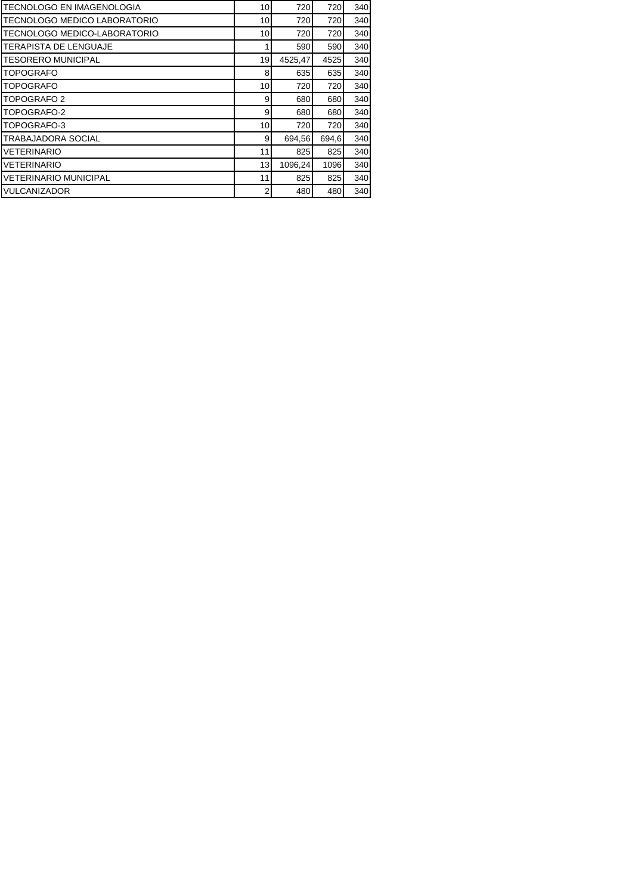| | | | | |
|---|---|---|---|---|
| TECNOLOGO EN IMAGENOLOGIA | 10 | 720 | 720 | 340 |
| TECNOLOGO MEDICO LABORATORIO | 10 | 720 | 720 | 340 |
| TECNOLOGO MEDICO-LABORATORIO | 10 | 720 | 720 | 340 |
| TERAPISTA DE LENGUAJE | 1 | 590 | 590 | 340 |
| TESORERO MUNICIPAL | 19 | 4525,47 | 4525 | 340 |
| TOPOGRAFO | 8 | 635 | 635 | 340 |
| TOPOGRAFO | 10 | 720 | 720 | 340 |
| TOPOGRAFO 2 | 9 | 680 | 680 | 340 |
| TOPOGRAFO-2 | 9 | 680 | 680 | 340 |
| TOPOGRAFO-3 | 10 | 720 | 720 | 340 |
| TRABAJADORA SOCIAL | 9 | 694,56 | 694,6 | 340 |
| VETERINARIO | 11 | 825 | 825 | 340 |
| VETERINARIO | 13 | 1096,24 | 1096 | 340 |
| VETERINARIO MUNICIPAL | 11 | 825 | 825 | 340 |
| VULCANIZADOR | 2 | 480 | 480 | 340 |